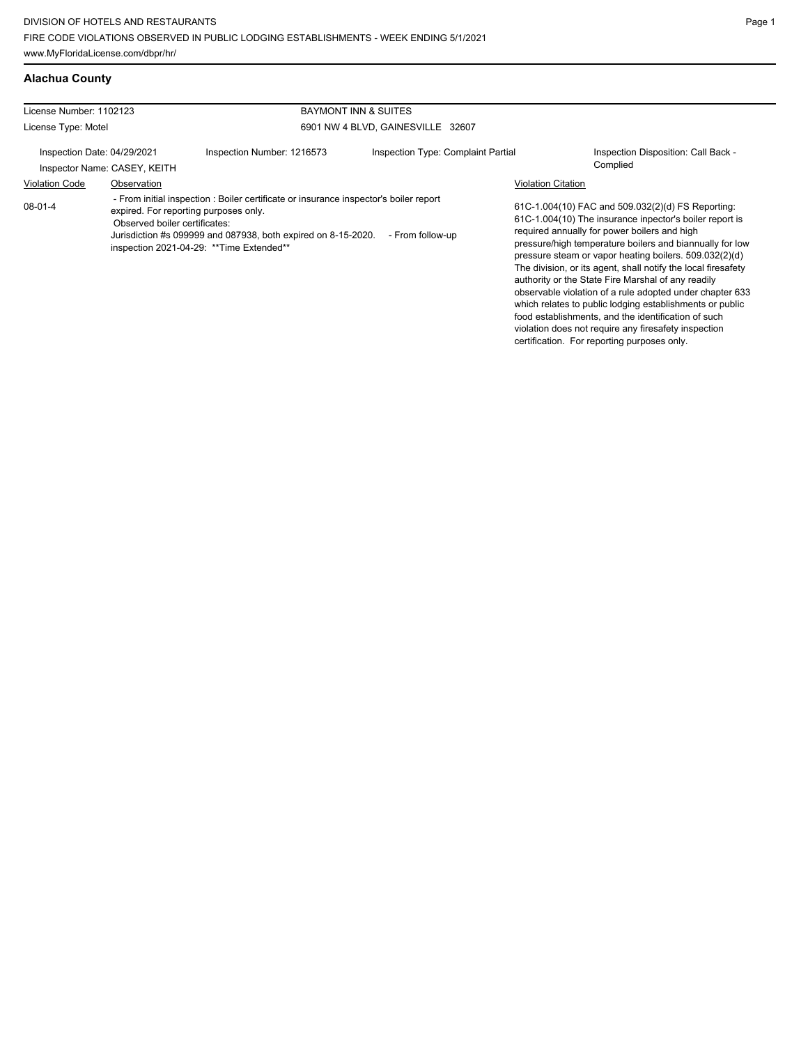DIVISION OF HOTELS AND RESTAURANTS
FIRE CODE VIOLATIONS OBSERVED IN PUBLIC LODGING ESTABLISHMENTS - WEEK ENDING 5/1/2021
www.MyFloridaLicense.com/dbpr/hr/

## Alachua County

License Number: 1102123
License Type: Motel

**BAYMONT INN & SUITES**
6901 NW 4 BLVD, GAINESVILLE 32607

Inspection Date: 04/29/2021
Inspector Name: CASEY, KEITH
Inspection Number: 1216573
Inspection Type: Complaint Partial
Inspection Disposition: Call Back - Complied

| Violation Code | Observation | Violation Citation |
|---|---|---|
| 08-01-4 | - From initial inspection : Boiler certificate or insurance inspector's boiler report expired. For reporting purposes only. Observed boiler certificates: Jurisdiction #s 099999 and 087938, both expired on 8-15-2020. - From follow-up inspection 2021-04-29: **Time Extended** | 61C-1.004(10) FAC and 509.032(2)(d) FS Reporting: 61C-1.004(10) The insurance inpector's boiler report is required annually for power boilers and high pressure/high temperature boilers and biannually for low pressure steam or vapor heating boilers. 509.032(2)(d) The division, or its agent, shall notify the local firesafety authority or the State Fire Marshal of any readily observable violation of a rule adopted under chapter 633 which relates to public lodging establishments or public food establishments, and the identification of such violation does not require any firesafety inspection certification. For reporting purposes only. |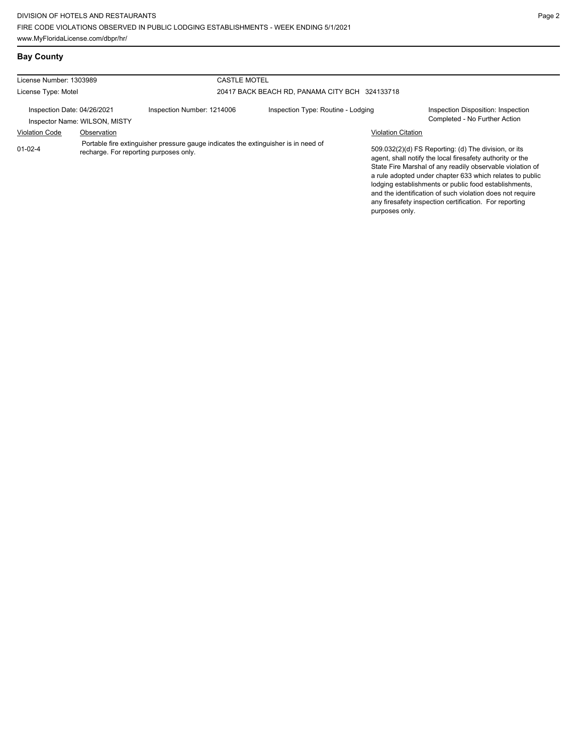## Bay County

License Number: 1303989

License Type: Motel

CASTLE MOTEL

20417 BACK BEACH RD, PANAMA CITY BCH 324133718

Inspection Date: 04/26/2021

Inspector Name: WILSON, MISTY

Inspection Number: 1214006

Inspection Type: Routine - Lodging

Inspection Disposition: Inspection Completed - No Further Action

| Violation Code | Observation | Violation Citation |
|---|---|---|
| 01-02-4 | Portable fire extinguisher pressure gauge indicates the extinguisher is in need of recharge. For reporting purposes only. | 509.032(2)(d) FS Reporting: (d) The division, or its agent, shall notify the local firesafety authority or the State Fire Marshal of any readily observable violation of a rule adopted under chapter 633 which relates to public lodging establishments or public food establishments, and the identification of such violation does not require any firesafety inspection certification. For reporting purposes only. |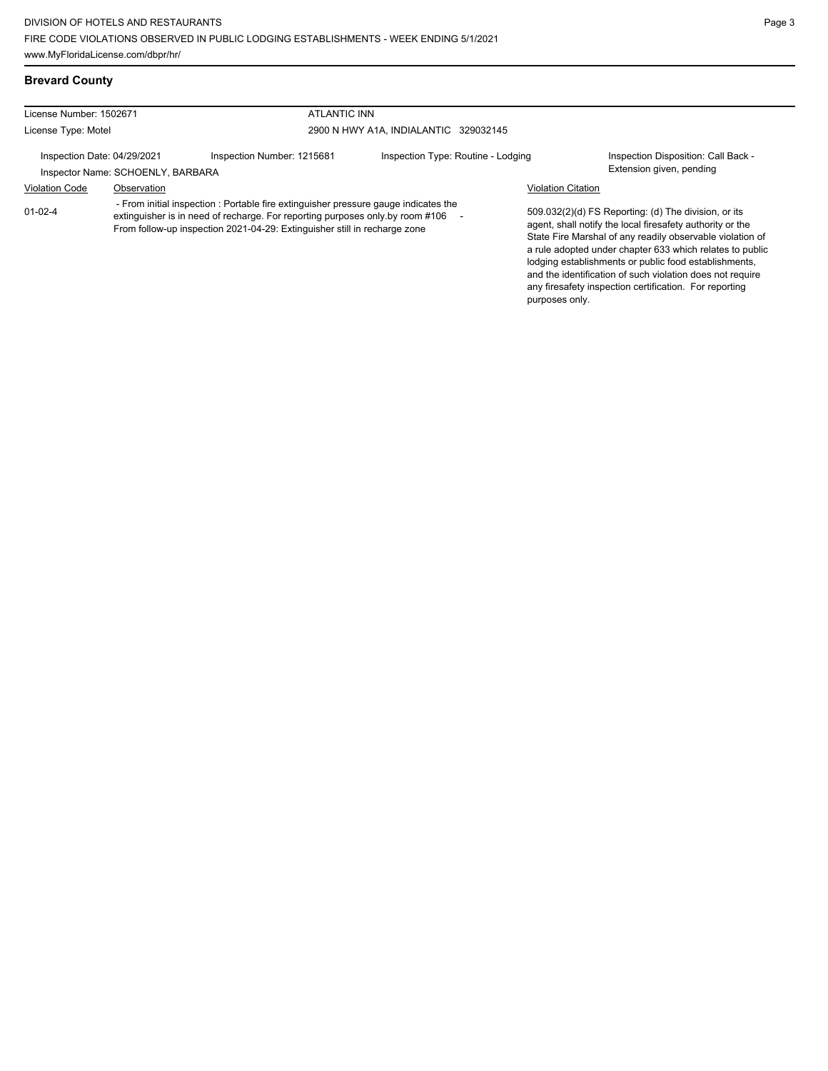## Brevard County

| License Number: 1502671 | | ATLANTIC INN | |
|---|---|---|---|
| License Type: Motel | | 2900 N HWY A1A, INDIALANTIC 329032145 | |
| Inspection Date: 04/29/2021 | Inspection Number: 1215681 | Inspection Type: Routine - Lodging | Inspection Disposition: Call Back - Extension given, pending |
| Inspector Name: SCHOENLY, BARBARA | | | |

| Violation Code | Observation | Violation Citation |
|---|---|---|
| 01-02-4 | - From initial inspection : Portable fire extinguisher pressure gauge indicates the extinguisher is in need of recharge. For reporting purposes only.by room #106 - From follow-up inspection 2021-04-29: Extinguisher still in recharge zone | 509.032(2)(d) FS Reporting: (d) The division, or its agent, shall notify the local firesafety authority or the State Fire Marshal of any readily observable violation of a rule adopted under chapter 633 which relates to public lodging establishments or public food establishments, and the identification of such violation does not require any firesafety inspection certification. For reporting purposes only. |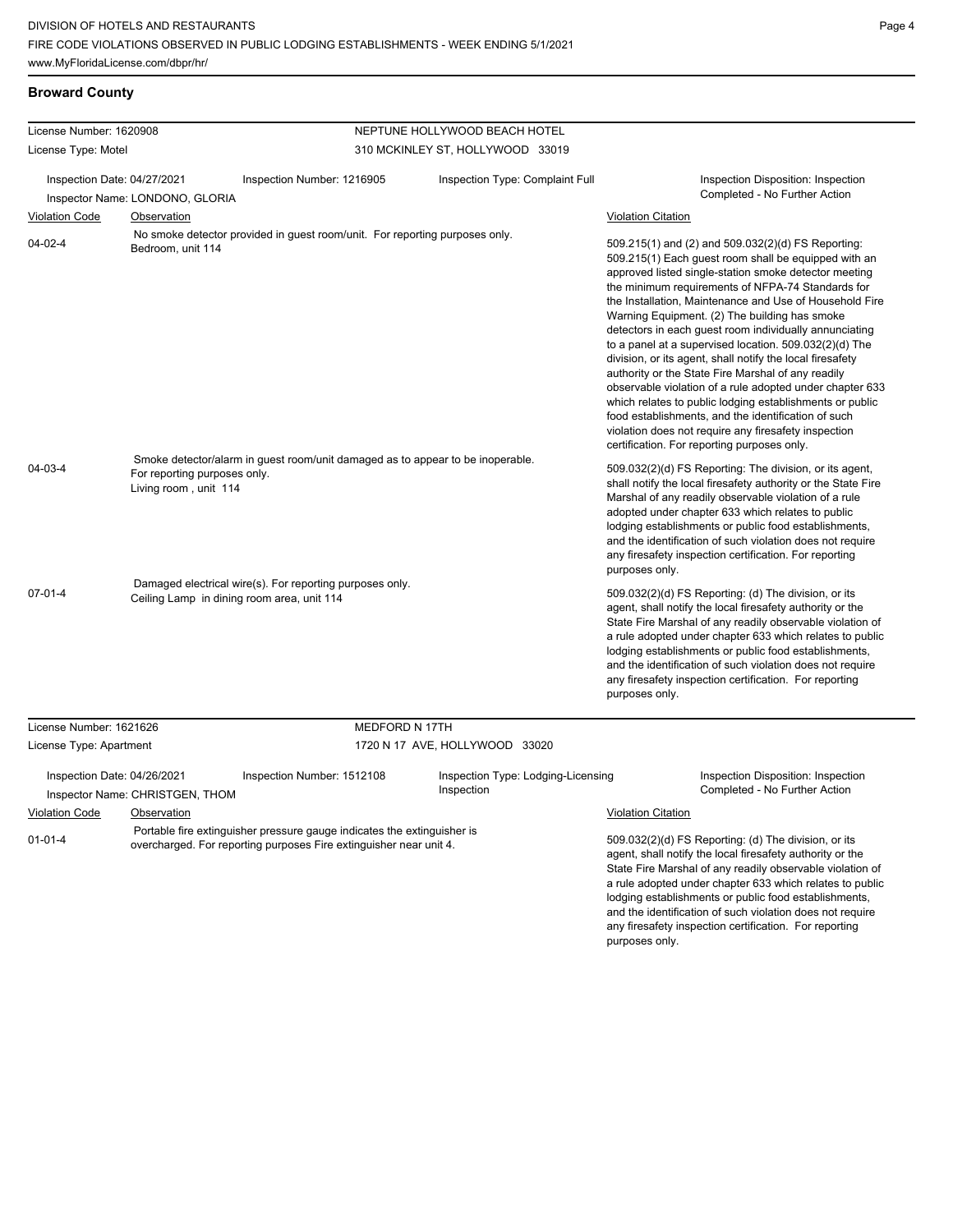## Broward County

**License Number:** 1620908
**License Type:** Motel

**NEPTUNE HOLLYWOOD BEACH HOTEL**
310 MCKINLEY ST, HOLLYWOOD 33019

**Inspection Date:** 04/27/2021
**Inspection Number:** 1216905
**Inspection Type:** Complaint Full
**Inspection Disposition:** Inspection Completed - No Further Action
**Inspector Name:** LONDONO, GLORIA

| Violation Code | Observation | Violation Citation |
| --- | --- | --- |
| 04-02-4 | No smoke detector provided in guest room/unit. For reporting purposes only. Bedroom, unit 114 | 509.215(1) and (2) and 509.032(2)(d) FS Reporting: 509.215(1) Each guest room shall be equipped with an approved listed single-station smoke detector meeting the minimum requirements of NFPA-74 Standards for the Installation, Maintenance and Use of Household Fire Warning Equipment. (2) The building has smoke detectors in each guest room individually annunciating to a panel at a supervised location. 509.032(2)(d) The division, or its agent, shall notify the local firesafety authority or the State Fire Marshal of any readily observable violation of a rule adopted under chapter 633 which relates to public lodging establishments or public food establishments, and the identification of such violation does not require any firesafety inspection certification. For reporting purposes only. |
| 04-03-4 | Smoke detector/alarm in guest room/unit damaged as to appear to be inoperable. For reporting purposes only. Living room , unit 114 | 509.032(2)(d) FS Reporting: The division, or its agent, shall notify the local firesafety authority or the State Fire Marshal of any readily observable violation of a rule adopted under chapter 633 which relates to public lodging establishments or public food establishments, and the identification of such violation does not require any firesafety inspection certification. For reporting purposes only. |
| 07-01-4 | Damaged electrical wire(s). For reporting purposes only. Ceiling Lamp in dining room area, unit 114 | 509.032(2)(d) FS Reporting: (d) The division, or its agent, shall notify the local firesafety authority or the State Fire Marshal of any readily observable violation of a rule adopted under chapter 633 which relates to public lodging establishments or public food establishments, and the identification of such violation does not require any firesafety inspection certification. For reporting purposes only. |

**License Number:** 1621626
**License Type:** Apartment

**MEDFORD N 17TH**
1720 N 17 AVE, HOLLYWOOD 33020

**Inspection Date:** 04/26/2021
**Inspection Number:** 1512108
**Inspection Type:** Lodging-Licensing Inspection
**Inspection Disposition:** Inspection Completed - No Further Action
**Inspector Name:** CHRISTGEN, THOM

| Violation Code | Observation | Violation Citation |
| --- | --- | --- |
| 01-01-4 | Portable fire extinguisher pressure gauge indicates the extinguisher is overcharged. For reporting purposes Fire extinguisher near unit 4. | 509.032(2)(d) FS Reporting: (d) The division, or its agent, shall notify the local firesafety authority or the State Fire Marshal of any readily observable violation of a rule adopted under chapter 633 which relates to public lodging establishments or public food establishments, and the identification of such violation does not require any firesafety inspection certification. For reporting purposes only. |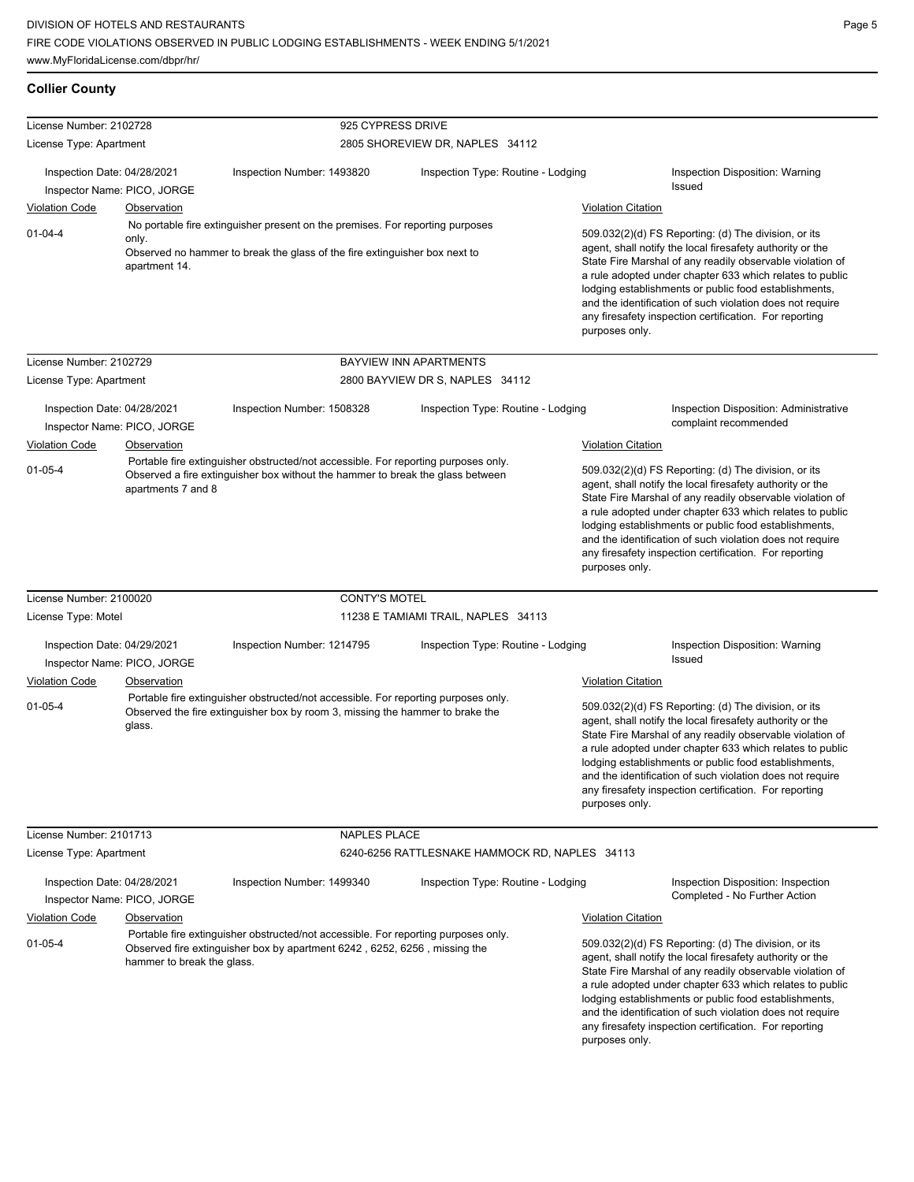## Collier County

**License Number:** 2102728 — **925 CYPRESS DRIVE**
**License Type:** Apartment — 2805 SHOREVIEW DR, NAPLES 34112

**Inspection Date:** 04/28/2021 | **Inspection Number:** 1493820 | **Inspection Type:** Routine - Lodging | **Inspection Disposition:** Warning Issued
**Inspector Name:** PICO, JORGE

| Violation Code | Observation | Violation Citation |
|---|---|---|
| 01-04-4 | No portable fire extinguisher present on the premises. For reporting purposes only. Observed no hammer to break the glass of the fire extinguisher box next to apartment 14. | 509.032(2)(d) FS Reporting: (d) The division, or its agent, shall notify the local firesafety authority or the State Fire Marshal of any readily observable violation of a rule adopted under chapter 633 which relates to public lodging establishments or public food establishments, and the identification of such violation does not require any firesafety inspection certification. For reporting purposes only. |

**License Number:** 2102729 — **BAYVIEW INN APARTMENTS**
**License Type:** Apartment — 2800 BAYVIEW DR S, NAPLES 34112

**Inspection Date:** 04/28/2021 | **Inspection Number:** 1508328 | **Inspection Type:** Routine - Lodging | **Inspection Disposition:** Administrative complaint recommended
**Inspector Name:** PICO, JORGE

| Violation Code | Observation | Violation Citation |
|---|---|---|
| 01-05-4 | Portable fire extinguisher obstructed/not accessible. For reporting purposes only. Observed a fire extinguisher box without the hammer to break the glass between apartments 7 and 8 | 509.032(2)(d) FS Reporting: (d) The division, or its agent, shall notify the local firesafety authority or the State Fire Marshal of any readily observable violation of a rule adopted under chapter 633 which relates to public lodging establishments or public food establishments, and the identification of such violation does not require any firesafety inspection certification. For reporting purposes only. |

**License Number:** 2100020 — **CONTY'S MOTEL**
**License Type:** Motel — 11238 E TAMIAMI TRAIL, NAPLES 34113

**Inspection Date:** 04/29/2021 | **Inspection Number:** 1214795 | **Inspection Type:** Routine - Lodging | **Inspection Disposition:** Warning Issued
**Inspector Name:** PICO, JORGE

| Violation Code | Observation | Violation Citation |
|---|---|---|
| 01-05-4 | Portable fire extinguisher obstructed/not accessible. For reporting purposes only. Observed the fire extinguisher box by room 3, missing the hammer to brake the glass. | 509.032(2)(d) FS Reporting: (d) The division, or its agent, shall notify the local firesafety authority or the State Fire Marshal of any readily observable violation of a rule adopted under chapter 633 which relates to public lodging establishments or public food establishments, and the identification of such violation does not require any firesafety inspection certification. For reporting purposes only. |

**License Number:** 2101713 — **NAPLES PLACE**
**License Type:** Apartment — 6240-6256 RATTLESNAKE HAMMOCK RD, NAPLES 34113

**Inspection Date:** 04/28/2021 | **Inspection Number:** 1499340 | **Inspection Type:** Routine - Lodging | **Inspection Disposition:** Inspection Completed - No Further Action
**Inspector Name:** PICO, JORGE

| Violation Code | Observation | Violation Citation |
|---|---|---|
| 01-05-4 | Portable fire extinguisher obstructed/not accessible. For reporting purposes only. Observed fire extinguisher box by apartment 6242 , 6252, 6256 , missing the hammer to break the glass. | 509.032(2)(d) FS Reporting: (d) The division, or its agent, shall notify the local firesafety authority or the State Fire Marshal of any readily observable violation of a rule adopted under chapter 633 which relates to public lodging establishments or public food establishments, and the identification of such violation does not require any firesafety inspection certification. For reporting purposes only. |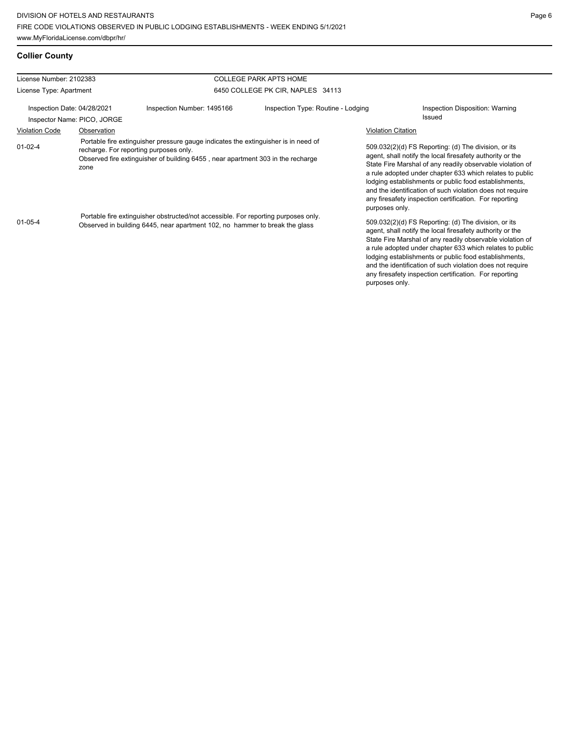## Collier County

| License Number: 2102383 | | COLLEGE PARK APTS HOME | |
|---|---|---|---|
| License Type: Apartment | | 6450 COLLEGE PK CIR, NAPLES 34113 | |
| Inspection Date: 04/28/2021 | Inspection Number: 1495166 | Inspection Type: Routine - Lodging | Inspection Disposition: Warning Issued |
| Inspector Name: PICO, JORGE | | | |

| Violation Code | Observation | Violation Citation |
|---|---|---|
| 01-02-4 | Portable fire extinguisher pressure gauge indicates the extinguisher is in need of recharge. For reporting purposes only. Observed fire extinguisher of building 6455 , near apartment 303 in the recharge zone | 509.032(2)(d) FS Reporting: (d) The division, or its agent, shall notify the local firesafety authority or the State Fire Marshal of any readily observable violation of a rule adopted under chapter 633 which relates to public lodging establishments or public food establishments, and the identification of such violation does not require any firesafety inspection certification. For reporting purposes only. |
| 01-05-4 | Portable fire extinguisher obstructed/not accessible. For reporting purposes only. Observed in building 6445, near apartment 102, no hammer to break the glass | 509.032(2)(d) FS Reporting: (d) The division, or its agent, shall notify the local firesafety authority or the State Fire Marshal of any readily observable violation of a rule adopted under chapter 633 which relates to public lodging establishments or public food establishments, and the identification of such violation does not require any firesafety inspection certification. For reporting purposes only. |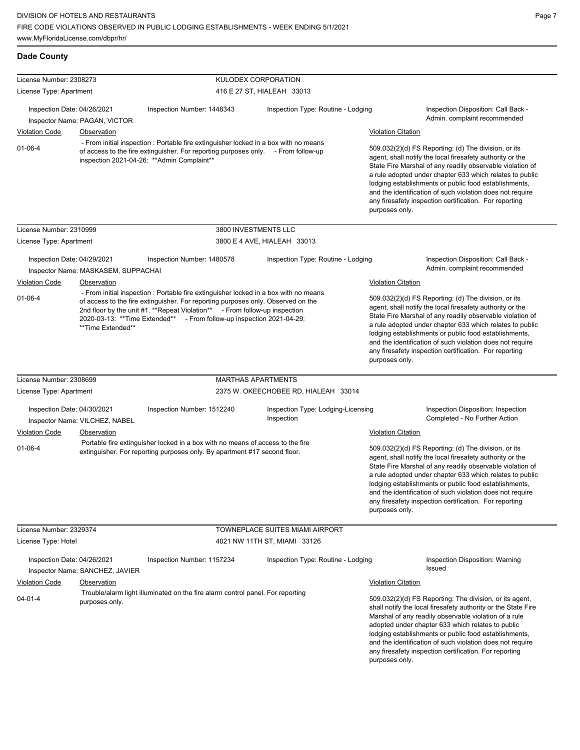## Dade County

**License Number:** 2308273 — KULODEX CORPORATION
**License Type:** Apartment — 416 E 27 ST, HIALEAH 33013

| Inspection Date: 04/26/2021 | Inspection Number: 1448343 | Inspection Type: Routine - Lodging | Inspection Disposition: Call Back - Admin. complaint recommended |
|---|---|---|---|

Inspector Name: PAGAN, VICTOR

| Violation Code | Observation | Violation Citation |
|---|---|---|
| 01-06-4 | - From initial inspection : Portable fire extinguisher locked in a box with no means of access to the fire extinguisher. For reporting purposes only. - From follow-up inspection 2021-04-26: **Admin Complaint** | 509.032(2)(d) FS Reporting: (d) The division, or its agent, shall notify the local firesafety authority or the State Fire Marshal of any readily observable violation of a rule adopted under chapter 633 which relates to public lodging establishments or public food establishments, and the identification of such violation does not require any firesafety inspection certification. For reporting purposes only. |

**License Number:** 2310999 — 3800 INVESTMENTS LLC
**License Type:** Apartment — 3800 E 4 AVE, HIALEAH 33013

| Inspection Date: 04/29/2021 | Inspection Number: 1480578 | Inspection Type: Routine - Lodging | Inspection Disposition: Call Back - Admin. complaint recommended |
|---|---|---|---|

Inspector Name: MASKASEM, SUPPACHAI

| Violation Code | Observation | Violation Citation |
|---|---|---|
| 01-06-4 | - From initial inspection : Portable fire extinguisher locked in a box with no means of access to the fire extinguisher. For reporting purposes only. Observed on the 2nd floor by the unit #1. **Repeat Violation** - From follow-up inspection 2020-03-13: **Time Extended** - From follow-up inspection 2021-04-29: **Time Extended** | 509.032(2)(d) FS Reporting: (d) The division, or its agent, shall notify the local firesafety authority or the State Fire Marshal of any readily observable violation of a rule adopted under chapter 633 which relates to public lodging establishments or public food establishments, and the identification of such violation does not require any firesafety inspection certification. For reporting purposes only. |

**License Number:** 2308699 — MARTHAS APARTMENTS
**License Type:** Apartment — 2375 W. OKEECHOBEE RD, HIALEAH 33014

| Inspection Date: 04/30/2021 | Inspection Number: 1512240 | Inspection Type: Lodging-Licensing Inspection | Inspection Disposition: Inspection Completed - No Further Action |
|---|---|---|---|

Inspector Name: VILCHEZ, NABEL

| Violation Code | Observation | Violation Citation |
|---|---|---|
| 01-06-4 | Portable fire extinguisher locked in a box with no means of access to the fire extinguisher. For reporting purposes only. By apartment #17 second floor. | 509.032(2)(d) FS Reporting: (d) The division, or its agent, shall notify the local firesafety authority or the State Fire Marshal of any readily observable violation of a rule adopted under chapter 633 which relates to public lodging establishments or public food establishments, and the identification of such violation does not require any firesafety inspection certification. For reporting purposes only. |

**License Number:** 2329374 — TOWNEPLACE SUITES MIAMI AIRPORT
**License Type:** Hotel — 4021 NW 11TH ST, MIAMI 33126

| Inspection Date: 04/26/2021 | Inspection Number: 1157234 | Inspection Type: Routine - Lodging | Inspection Disposition: Warning Issued |
|---|---|---|---|

Inspector Name: SANCHEZ, JAVIER

| Violation Code | Observation | Violation Citation |
|---|---|---|
| 04-01-4 | Trouble/alarm light illuminated on the fire alarm control panel. For reporting purposes only. | 509.032(2)(d) FS Reporting: The division, or its agent, shall notify the local firesafety authority or the State Fire Marshal of any readily observable violation of a rule adopted under chapter 633 which relates to public lodging establishments or public food establishments, and the identification of such violation does not require any firesafety inspection certification. For reporting purposes only. |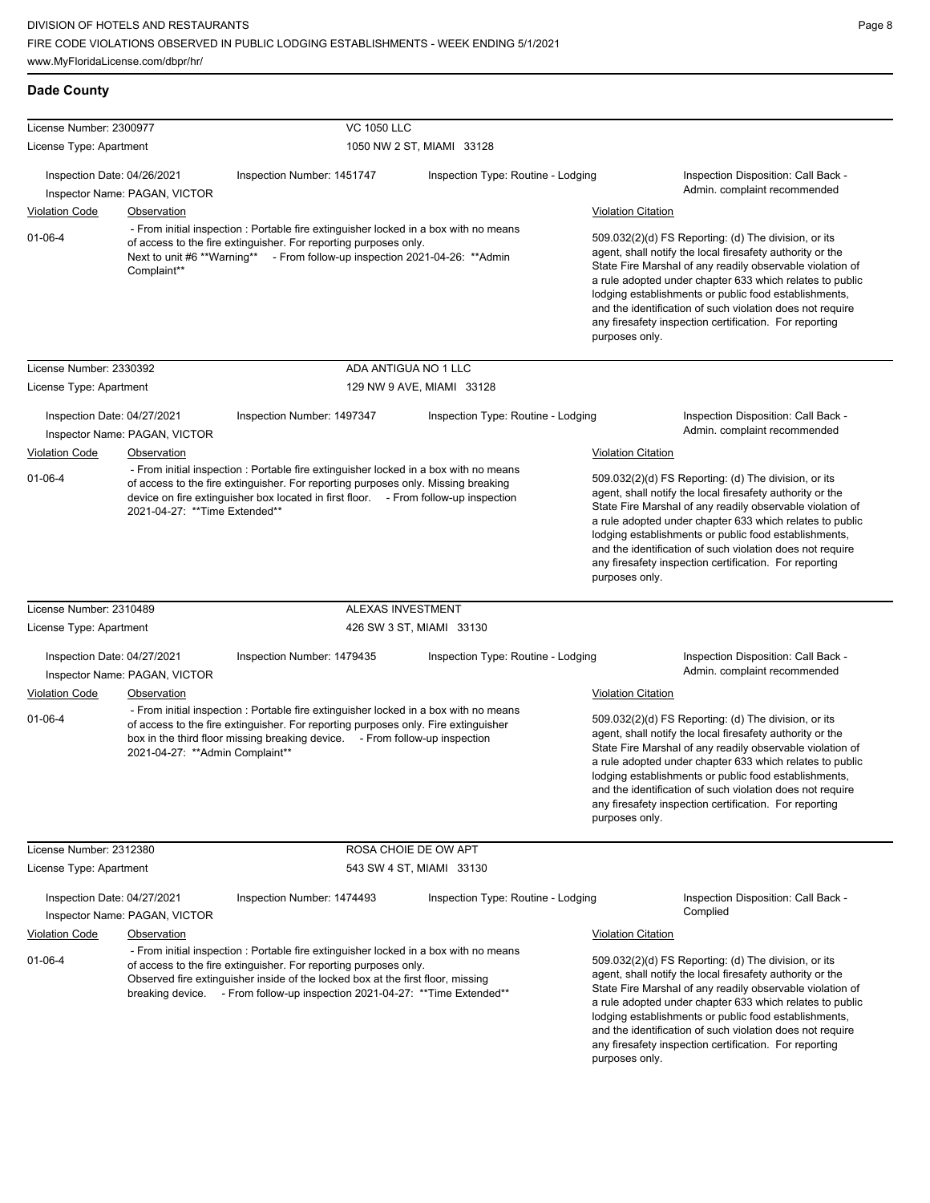## Dade County

**License Number:** 2300977 — **VC 1050 LLC**
**License Type:** Apartment — 1050 NW 2 ST, MIAMI 33128

| Inspection Date | Inspection Number | Inspection Type | Inspection Disposition |
| --- | --- | --- | --- |
| 04/26/2021 | 1451747 | Routine - Lodging | Call Back - Admin. complaint recommended |

Inspector Name: PAGAN, VICTOR

| Violation Code | Observation | Violation Citation |
| --- | --- | --- |
| 01-06-4 | - From initial inspection : Portable fire extinguisher locked in a box with no means of access to the fire extinguisher. For reporting purposes only. Next to unit #6 **Warning** - From follow-up inspection 2021-04-26: **Admin Complaint** | 509.032(2)(d) FS Reporting: (d) The division, or its agent, shall notify the local firesafety authority or the State Fire Marshal of any readily observable violation of a rule adopted under chapter 633 which relates to public lodging establishments or public food establishments, and the identification of such violation does not require any firesafety inspection certification. For reporting purposes only. |

**License Number:** 2330392 — **ADA ANTIGUA NO 1 LLC**
**License Type:** Apartment — 129 NW 9 AVE, MIAMI 33128

| Inspection Date | Inspection Number | Inspection Type | Inspection Disposition |
| --- | --- | --- | --- |
| 04/27/2021 | 1497347 | Routine - Lodging | Call Back - Admin. complaint recommended |

Inspector Name: PAGAN, VICTOR

| Violation Code | Observation | Violation Citation |
| --- | --- | --- |
| 01-06-4 | - From initial inspection : Portable fire extinguisher locked in a box with no means of access to the fire extinguisher. For reporting purposes only. Missing breaking device on fire extinguisher box located in first floor. - From follow-up inspection 2021-04-27: **Time Extended** | 509.032(2)(d) FS Reporting: (d) The division, or its agent, shall notify the local firesafety authority or the State Fire Marshal of any readily observable violation of a rule adopted under chapter 633 which relates to public lodging establishments or public food establishments, and the identification of such violation does not require any firesafety inspection certification. For reporting purposes only. |

**License Number:** 2310489 — **ALEXAS INVESTMENT**
**License Type:** Apartment — 426 SW 3 ST, MIAMI 33130

| Inspection Date | Inspection Number | Inspection Type | Inspection Disposition |
| --- | --- | --- | --- |
| 04/27/2021 | 1479435 | Routine - Lodging | Call Back - Admin. complaint recommended |

Inspector Name: PAGAN, VICTOR

| Violation Code | Observation | Violation Citation |
| --- | --- | --- |
| 01-06-4 | - From initial inspection : Portable fire extinguisher locked in a box with no means of access to the fire extinguisher. For reporting purposes only. Fire extinguisher box in the third floor missing breaking device. - From follow-up inspection 2021-04-27: **Admin Complaint** | 509.032(2)(d) FS Reporting: (d) The division, or its agent, shall notify the local firesafety authority or the State Fire Marshal of any readily observable violation of a rule adopted under chapter 633 which relates to public lodging establishments or public food establishments, and the identification of such violation does not require any firesafety inspection certification. For reporting purposes only. |

**License Number:** 2312380 — **ROSA CHOIE DE OW APT**
**License Type:** Apartment — 543 SW 4 ST, MIAMI 33130

| Inspection Date | Inspection Number | Inspection Type | Inspection Disposition |
| --- | --- | --- | --- |
| 04/27/2021 | 1474493 | Routine - Lodging | Call Back - Complied |

Inspector Name: PAGAN, VICTOR

| Violation Code | Observation | Violation Citation |
| --- | --- | --- |
| 01-06-4 | - From initial inspection : Portable fire extinguisher locked in a box with no means of access to the fire extinguisher. For reporting purposes only. Observed fire extinguisher inside of the locked box at the first floor, missing breaking device. - From follow-up inspection 2021-04-27: **Time Extended** | 509.032(2)(d) FS Reporting: (d) The division, or its agent, shall notify the local firesafety authority or the State Fire Marshal of any readily observable violation of a rule adopted under chapter 633 which relates to public lodging establishments or public food establishments, and the identification of such violation does not require any firesafety inspection certification. For reporting purposes only. |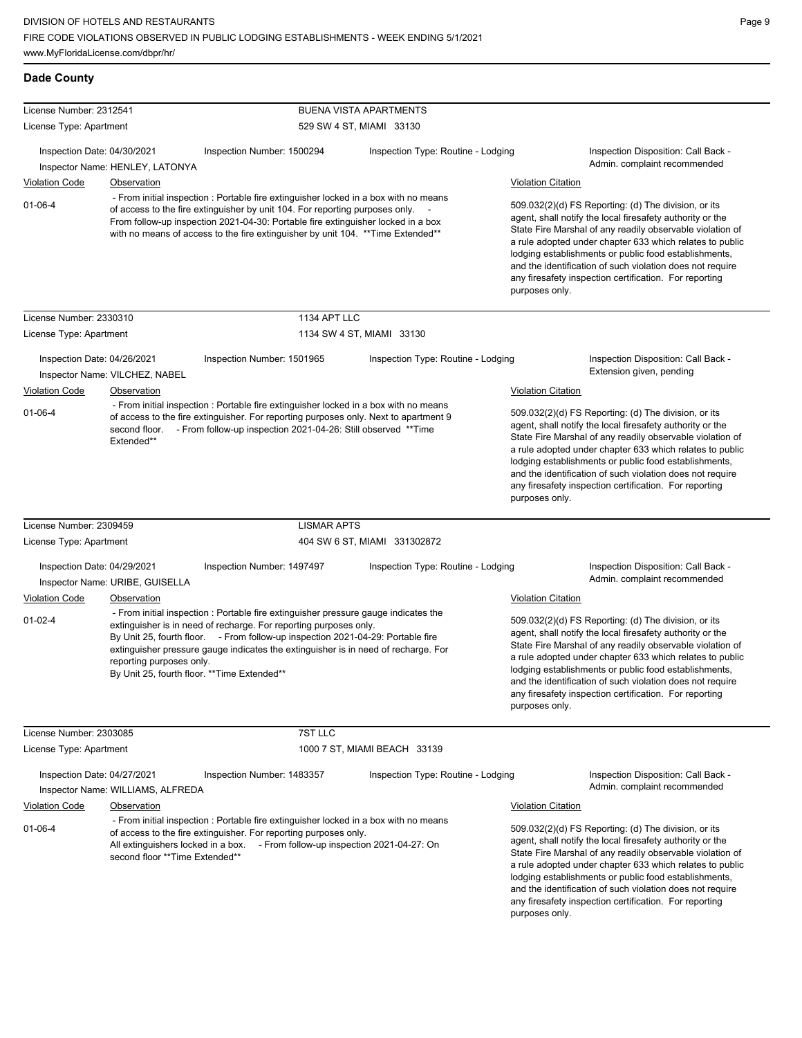## Dade County

**License Number:** 2312541 — **BUENA VISTA APARTMENTS**
**License Type:** Apartment — 529 SW 4 ST, MIAMI 33130

Inspection Date: 04/30/2021 | Inspection Number: 1500294 | Inspection Type: Routine - Lodging | Inspection Disposition: Call Back - Admin. complaint recommended
Inspector Name: HENLEY, LATONYA

| Violation Code | Observation | Violation Citation |
|---|---|---|
| 01-06-4 | - From initial inspection : Portable fire extinguisher locked in a box with no means of access to the fire extinguisher by unit 104. For reporting purposes only. - From follow-up inspection 2021-04-30: Portable fire extinguisher locked in a box with no means of access to the fire extinguisher by unit 104. **Time Extended** | 509.032(2)(d) FS Reporting: (d) The division, or its agent, shall notify the local firesafety authority or the State Fire Marshal of any readily observable violation of a rule adopted under chapter 633 which relates to public lodging establishments or public food establishments, and the identification of such violation does not require any firesafety inspection certification. For reporting purposes only. |

**License Number:** 2330310 — **1134 APT LLC**
**License Type:** Apartment — 1134 SW 4 ST, MIAMI 33130

Inspection Date: 04/26/2021 | Inspection Number: 1501965 | Inspection Type: Routine - Lodging | Inspection Disposition: Call Back - Extension given, pending
Inspector Name: VILCHEZ, NABEL

| Violation Code | Observation | Violation Citation |
|---|---|---|
| 01-06-4 | - From initial inspection : Portable fire extinguisher locked in a box with no means of access to the fire extinguisher. For reporting purposes only. Next to apartment 9 second floor. - From follow-up inspection 2021-04-26: Still observed **Time Extended** | 509.032(2)(d) FS Reporting: (d) The division, or its agent, shall notify the local firesafety authority or the State Fire Marshal of any readily observable violation of a rule adopted under chapter 633 which relates to public lodging establishments or public food establishments, and the identification of such violation does not require any firesafety inspection certification. For reporting purposes only. |

**License Number:** 2309459 — **LISMAR APTS**
**License Type:** Apartment — 404 SW 6 ST, MIAMI 331302872

Inspection Date: 04/29/2021 | Inspection Number: 1497497 | Inspection Type: Routine - Lodging | Inspection Disposition: Call Back - Admin. complaint recommended
Inspector Name: URIBE, GUISELLA

| Violation Code | Observation | Violation Citation |
|---|---|---|
| 01-02-4 | - From initial inspection : Portable fire extinguisher pressure gauge indicates the extinguisher is in need of recharge. For reporting purposes only. By Unit 25, fourth floor. - From follow-up inspection 2021-04-29: Portable fire extinguisher pressure gauge indicates the extinguisher is in need of recharge. For reporting purposes only. By Unit 25, fourth floor. **Time Extended** | 509.032(2)(d) FS Reporting: (d) The division, or its agent, shall notify the local firesafety authority or the State Fire Marshal of any readily observable violation of a rule adopted under chapter 633 which relates to public lodging establishments or public food establishments, and the identification of such violation does not require any firesafety inspection certification. For reporting purposes only. |

**License Number:** 2303085 — **7ST LLC**
**License Type:** Apartment — 1000 7 ST, MIAMI BEACH 33139

Inspection Date: 04/27/2021 | Inspection Number: 1483357 | Inspection Type: Routine - Lodging | Inspection Disposition: Call Back - Admin. complaint recommended
Inspector Name: WILLIAMS, ALFREDA

| Violation Code | Observation | Violation Citation |
|---|---|---|
| 01-06-4 | - From initial inspection : Portable fire extinguisher locked in a box with no means of access to the fire extinguisher. For reporting purposes only. All extinguishers locked in a box. - From follow-up inspection 2021-04-27: On second floor **Time Extended** | 509.032(2)(d) FS Reporting: (d) The division, or its agent, shall notify the local firesafety authority or the State Fire Marshal of any readily observable violation of a rule adopted under chapter 633 which relates to public lodging establishments or public food establishments, and the identification of such violation does not require any firesafety inspection certification. For reporting purposes only. |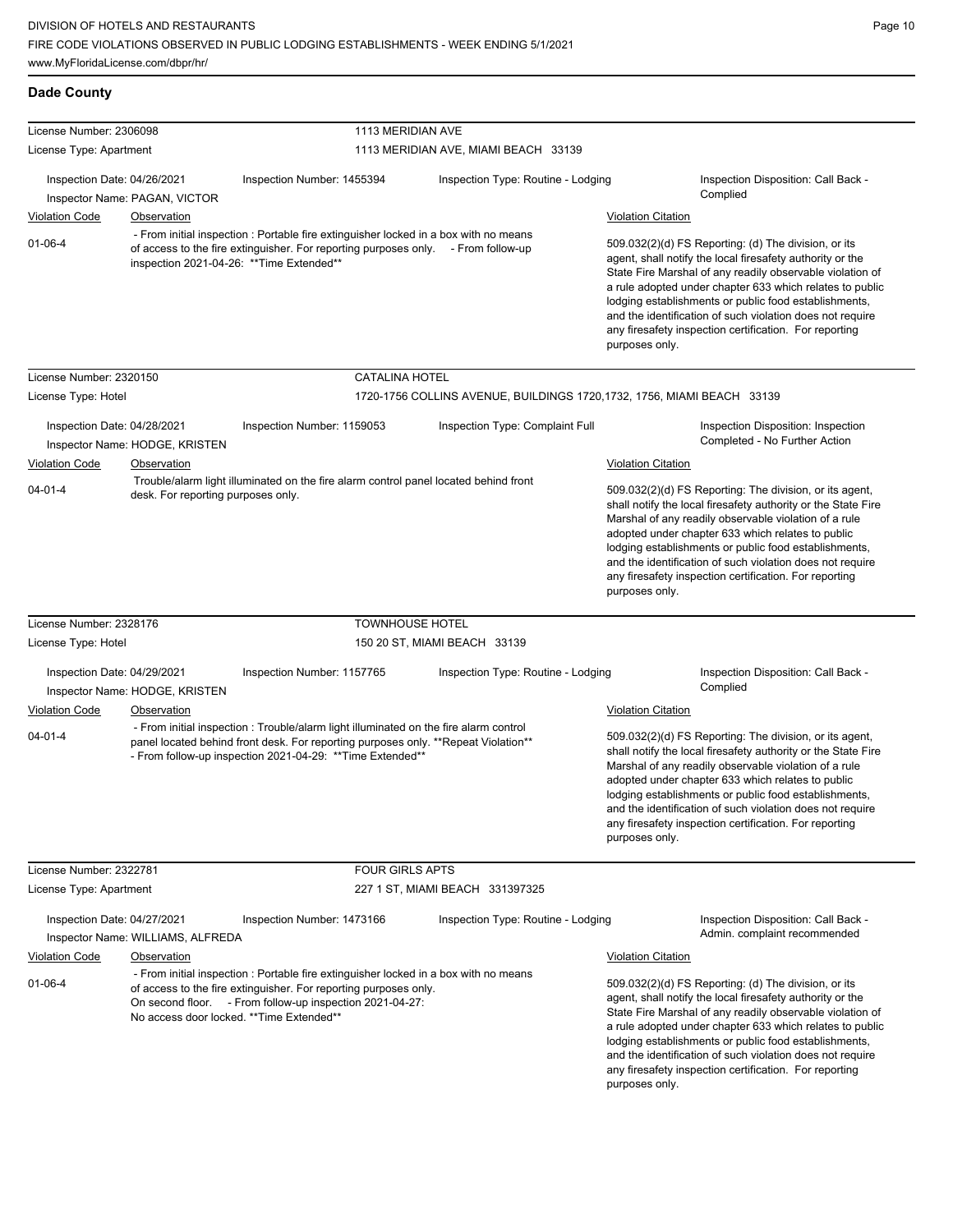## Dade County

| License Number: 2306098 | | 1113 MERIDIAN AVE | |
|---|---|---|---|
| License Type: Apartment | | 1113 MERIDIAN AVE, MIAMI BEACH 33139 | |
| Inspection Date: 04/26/2021<br>Inspector Name: PAGAN, VICTOR | Inspection Number: 1455394 | Inspection Type: Routine - Lodging | Inspection Disposition: Call Back - Complied |

| Violation Code | Observation | Violation Citation |
|---|---|---|
| 01-06-4 | - From initial inspection : Portable fire extinguisher locked in a box with no means of access to the fire extinguisher. For reporting purposes only. - From follow-up inspection 2021-04-26: **Time Extended** | 509.032(2)(d) FS Reporting: (d) The division, or its agent, shall notify the local firesafety authority or the State Fire Marshal of any readily observable violation of a rule adopted under chapter 633 which relates to public lodging establishments or public food establishments, and the identification of such violation does not require any firesafety inspection certification. For reporting purposes only. |

| License Number: 2320150 | | CATALINA HOTEL | |
|---|---|---|---|
| License Type: Hotel | | 1720-1756 COLLINS AVENUE, BUILDINGS 1720,1732, 1756, MIAMI BEACH 33139 | |
| Inspection Date: 04/28/2021<br>Inspector Name: HODGE, KRISTEN | Inspection Number: 1159053 | Inspection Type: Complaint Full | Inspection Disposition: Inspection Completed - No Further Action |

| Violation Code | Observation | Violation Citation |
|---|---|---|
| 04-01-4 | Trouble/alarm light illuminated on the fire alarm control panel located behind front desk. For reporting purposes only. | 509.032(2)(d) FS Reporting: The division, or its agent, shall notify the local firesafety authority or the State Fire Marshal of any readily observable violation of a rule adopted under chapter 633 which relates to public lodging establishments or public food establishments, and the identification of such violation does not require any firesafety inspection certification. For reporting purposes only. |

| License Number: 2328176 | | TOWNHOUSE HOTEL | |
|---|---|---|---|
| License Type: Hotel | | 150 20 ST, MIAMI BEACH 33139 | |
| Inspection Date: 04/29/2021<br>Inspector Name: HODGE, KRISTEN | Inspection Number: 1157765 | Inspection Type: Routine - Lodging | Inspection Disposition: Call Back - Complied |

| Violation Code | Observation | Violation Citation |
|---|---|---|
| 04-01-4 | - From initial inspection : Trouble/alarm light illuminated on the fire alarm control panel located behind front desk. For reporting purposes only. **Repeat Violation** - From follow-up inspection 2021-04-29: **Time Extended** | 509.032(2)(d) FS Reporting: The division, or its agent, shall notify the local firesafety authority or the State Fire Marshal of any readily observable violation of a rule adopted under chapter 633 which relates to public lodging establishments or public food establishments, and the identification of such violation does not require any firesafety inspection certification. For reporting purposes only. |

| License Number: 2322781 | | FOUR GIRLS APTS | |
|---|---|---|---|
| License Type: Apartment | | 227 1 ST, MIAMI BEACH 331397325 | |
| Inspection Date: 04/27/2021<br>Inspector Name: WILLIAMS, ALFREDA | Inspection Number: 1473166 | Inspection Type: Routine - Lodging | Inspection Disposition: Call Back - Admin. complaint recommended |

| Violation Code | Observation | Violation Citation |
|---|---|---|
| 01-06-4 | - From initial inspection : Portable fire extinguisher locked in a box with no means of access to the fire extinguisher. For reporting purposes only. On second floor. - From follow-up inspection 2021-04-27: No access door locked. **Time Extended** | 509.032(2)(d) FS Reporting: (d) The division, or its agent, shall notify the local firesafety authority or the State Fire Marshal of any readily observable violation of a rule adopted under chapter 633 which relates to public lodging establishments or public food establishments, and the identification of such violation does not require any firesafety inspection certification. For reporting purposes only. |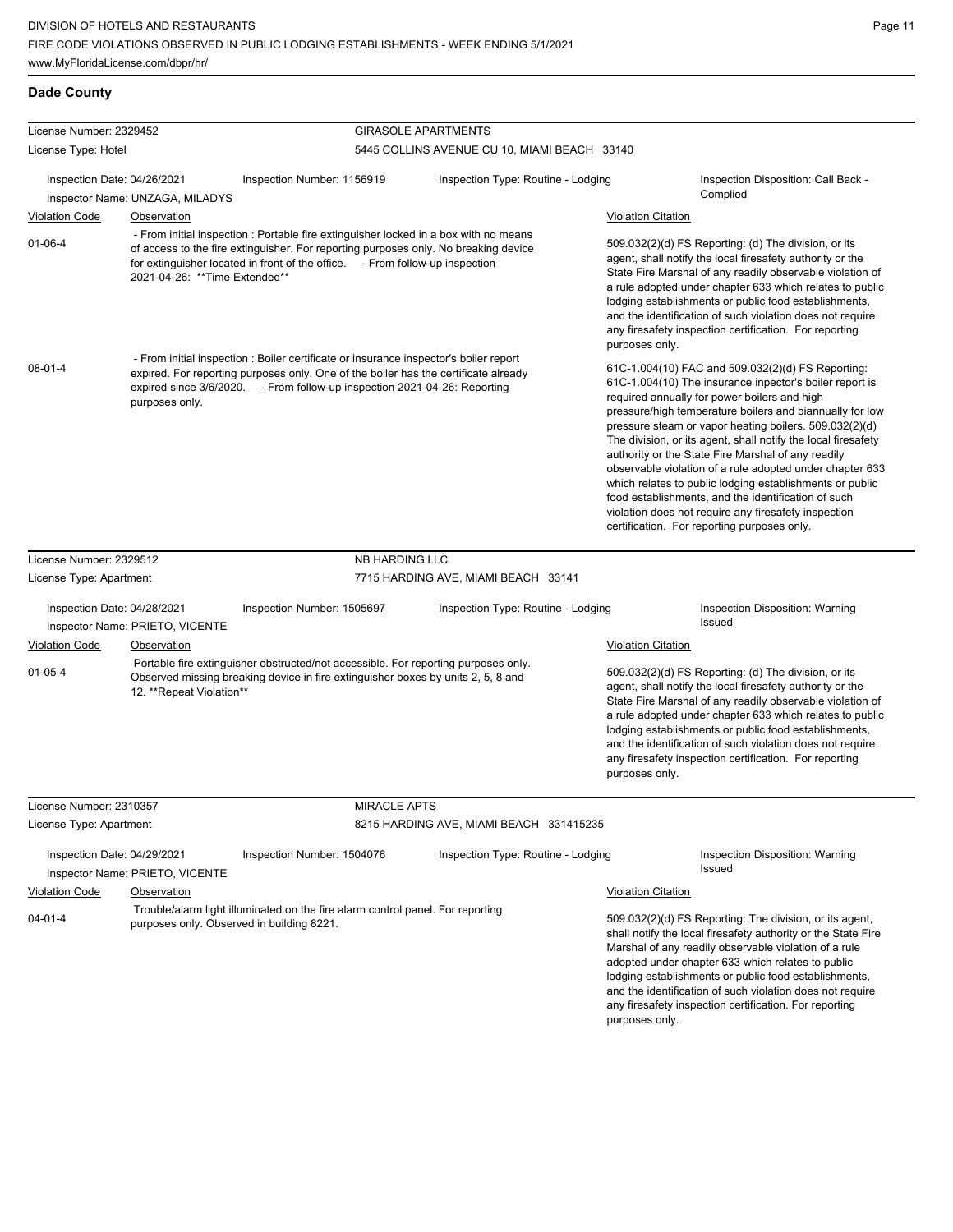## Dade County

**License Number:** 2329452 — **GIRASOLE APARTMENTS**
**License Type:** Hotel — 5445 COLLINS AVENUE CU 10, MIAMI BEACH 33140

Inspection Date: 04/26/2021 | Inspection Number: 1156919 | Inspection Type: Routine - Lodging | Inspection Disposition: Call Back - Complied
Inspector Name: UNZAGA, MILADYS

| Violation Code | Observation | Violation Citation |
|---|---|---|
| 01-06-4 | - From initial inspection : Portable fire extinguisher locked in a box with no means of access to the fire extinguisher. For reporting purposes only. No breaking device for extinguisher located in front of the office. - From follow-up inspection 2021-04-26: **Time Extended** | 509.032(2)(d) FS Reporting: (d) The division, or its agent, shall notify the local firesafety authority or the State Fire Marshal of any readily observable violation of a rule adopted under chapter 633 which relates to public lodging establishments or public food establishments, and the identification of such violation does not require any firesafety inspection certification. For reporting purposes only. |
| 08-01-4 | - From initial inspection : Boiler certificate or insurance inspector's boiler report expired. For reporting purposes only. One of the boiler has the certificate already expired since 3/6/2020. - From follow-up inspection 2021-04-26: Reporting purposes only. | 61C-1.004(10) FAC and 509.032(2)(d) FS Reporting: 61C-1.004(10) The insurance inpector's boiler report is required annually for power boilers and high pressure/high temperature boilers and biannually for low pressure steam or vapor heating boilers. 509.032(2)(d) The division, or its agent, shall notify the local firesafety authority or the State Fire Marshal of any readily observable violation of a rule adopted under chapter 633 which relates to public lodging establishments or public food establishments, and the identification of such violation does not require any firesafety inspection certification. For reporting purposes only. |

**License Number:** 2329512 — **NB HARDING LLC**
**License Type:** Apartment — 7715 HARDING AVE, MIAMI BEACH 33141

Inspection Date: 04/28/2021 | Inspection Number: 1505697 | Inspection Type: Routine - Lodging | Inspection Disposition: Warning Issued
Inspector Name: PRIETO, VICENTE

| Violation Code | Observation | Violation Citation |
|---|---|---|
| 01-05-4 | Portable fire extinguisher obstructed/not accessible. For reporting purposes only. Observed missing breaking device in fire extinguisher boxes by units 2, 5, 8 and 12. **Repeat Violation** | 509.032(2)(d) FS Reporting: (d) The division, or its agent, shall notify the local firesafety authority or the State Fire Marshal of any readily observable violation of a rule adopted under chapter 633 which relates to public lodging establishments or public food establishments, and the identification of such violation does not require any firesafety inspection certification. For reporting purposes only. |

**License Number:** 2310357 — **MIRACLE APTS**
**License Type:** Apartment — 8215 HARDING AVE, MIAMI BEACH 331415235

Inspection Date: 04/29/2021 | Inspection Number: 1504076 | Inspection Type: Routine - Lodging | Inspection Disposition: Warning Issued
Inspector Name: PRIETO, VICENTE

| Violation Code | Observation | Violation Citation |
|---|---|---|
| 04-01-4 | Trouble/alarm light illuminated on the fire alarm control panel. For reporting purposes only. Observed in building 8221. | 509.032(2)(d) FS Reporting: The division, or its agent, shall notify the local firesafety authority or the State Fire Marshal of any readily observable violation of a rule adopted under chapter 633 which relates to public lodging establishments or public food establishments, and the identification of such violation does not require any firesafety inspection certification. For reporting purposes only. |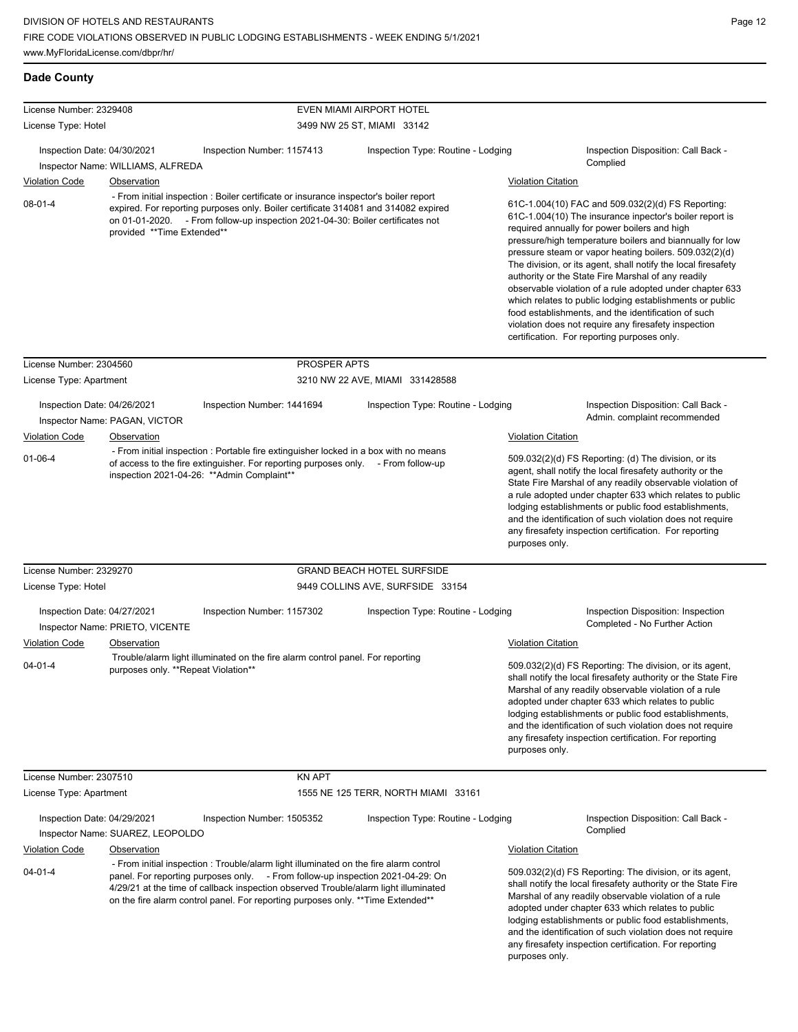## Dade County

| License Number: 2329408 | | EVEN MIAMI AIRPORT HOTEL | |
|---|---|---|---|
| License Type: Hotel | | 3499 NW 25 ST, MIAMI 33142 | |
| Inspection Date: 04/30/2021 | Inspection Number: 1157413 | Inspection Type: Routine - Lodging | Inspection Disposition: Call Back - Complied |
| Inspector Name: WILLIAMS, ALFREDA | | | |

| Violation Code | Observation | Violation Citation |
|---|---|---|
| 08-01-4 | - From initial inspection : Boiler certificate or insurance inspector's boiler report expired. For reporting purposes only. Boiler certificate 314081 and 314082 expired on 01-01-2020. - From follow-up inspection 2021-04-30: Boiler certificates not provided **Time Extended** | 61C-1.004(10) FAC and 509.032(2)(d) FS Reporting: 61C-1.004(10) The insurance inpector's boiler report is required annually for power boilers and high pressure/high temperature boilers and biannually for low pressure steam or vapor heating boilers. 509.032(2)(d) The division, or its agent, shall notify the local firesafety authority or the State Fire Marshal of any readily observable violation of a rule adopted under chapter 633 which relates to public lodging establishments or public food establishments, and the identification of such violation does not require any firesafety inspection certification. For reporting purposes only. |

| License Number: 2304560 | | PROSPER APTS | |
|---|---|---|---|
| License Type: Apartment | | 3210 NW 22 AVE, MIAMI 331428588 | |
| Inspection Date: 04/26/2021 | Inspection Number: 1441694 | Inspection Type: Routine - Lodging | Inspection Disposition: Call Back - Admin. complaint recommended |
| Inspector Name: PAGAN, VICTOR | | | |

| Violation Code | Observation | Violation Citation |
|---|---|---|
| 01-06-4 | - From initial inspection : Portable fire extinguisher locked in a box with no means of access to the fire extinguisher. For reporting purposes only. - From follow-up inspection 2021-04-26: **Admin Complaint** | 509.032(2)(d) FS Reporting: (d) The division, or its agent, shall notify the local firesafety authority or the State Fire Marshal of any readily observable violation of a rule adopted under chapter 633 which relates to public lodging establishments or public food establishments, and the identification of such violation does not require any firesafety inspection certification. For reporting purposes only. |

| License Number: 2329270 | | GRAND BEACH HOTEL SURFSIDE | |
|---|---|---|---|
| License Type: Hotel | | 9449 COLLINS AVE, SURFSIDE 33154 | |
| Inspection Date: 04/27/2021 | Inspection Number: 1157302 | Inspection Type: Routine - Lodging | Inspection Disposition: Inspection Completed - No Further Action |
| Inspector Name: PRIETO, VICENTE | | | |

| Violation Code | Observation | Violation Citation |
|---|---|---|
| 04-01-4 | Trouble/alarm light illuminated on the fire alarm control panel. For reporting purposes only. **Repeat Violation** | 509.032(2)(d) FS Reporting: The division, or its agent, shall notify the local firesafety authority or the State Fire Marshal of any readily observable violation of a rule adopted under chapter 633 which relates to public lodging establishments or public food establishments, and the identification of such violation does not require any firesafety inspection certification. For reporting purposes only. |

| License Number: 2307510 | | KN APT | |
|---|---|---|---|
| License Type: Apartment | | 1555 NE 125 TERR, NORTH MIAMI 33161 | |
| Inspection Date: 04/29/2021 | Inspection Number: 1505352 | Inspection Type: Routine - Lodging | Inspection Disposition: Call Back - Complied |
| Inspector Name: SUAREZ, LEOPOLDO | | | |

| Violation Code | Observation | Violation Citation |
|---|---|---|
| 04-01-4 | - From initial inspection : Trouble/alarm light illuminated on the fire alarm control panel. For reporting purposes only. - From follow-up inspection 2021-04-29: On 4/29/21 at the time of callback inspection observed Trouble/alarm light illuminated on the fire alarm control panel. For reporting purposes only. **Time Extended** | 509.032(2)(d) FS Reporting: The division, or its agent, shall notify the local firesafety authority or the State Fire Marshal of any readily observable violation of a rule adopted under chapter 633 which relates to public lodging establishments or public food establishments, and the identification of such violation does not require any firesafety inspection certification. For reporting purposes only. |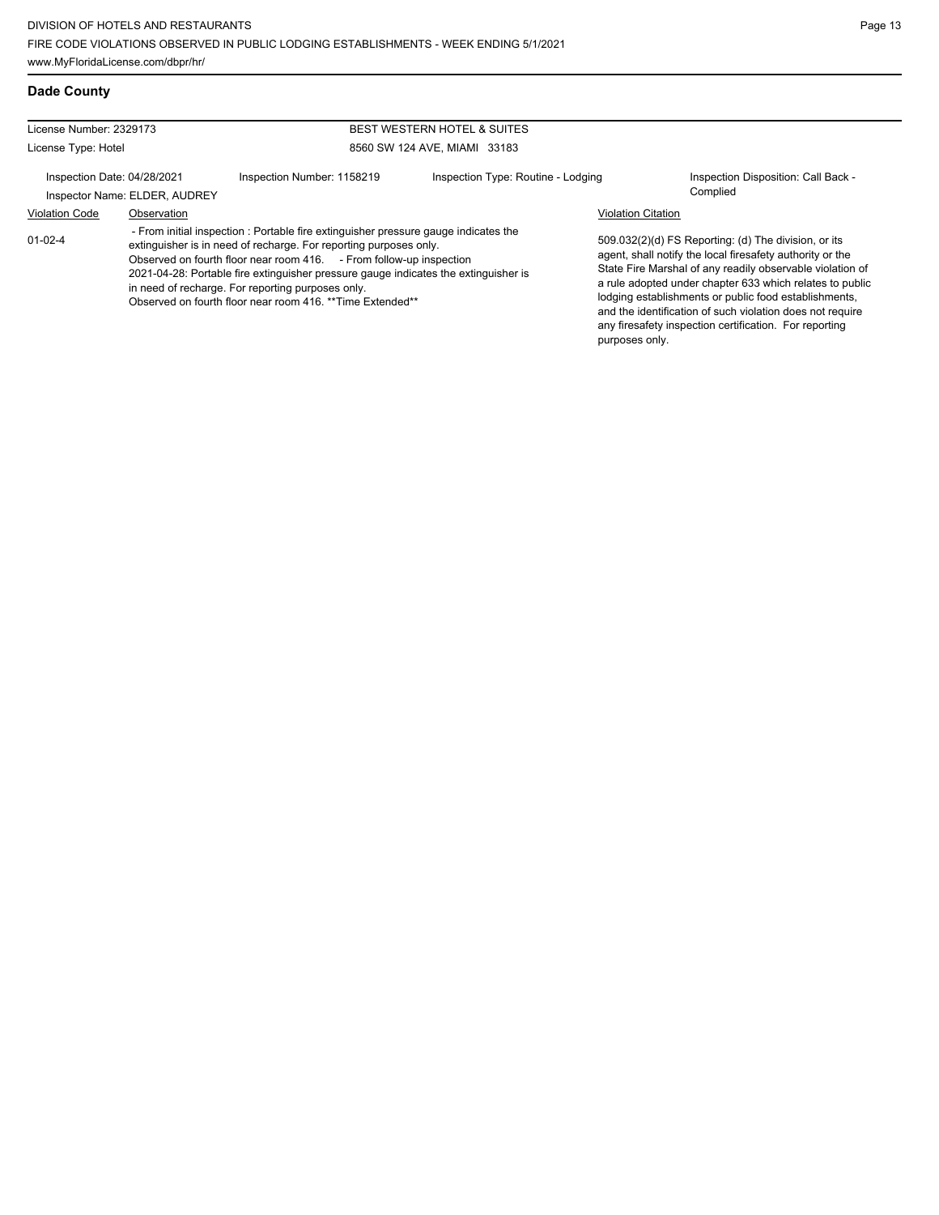## Dade County

| License Number: 2329173 | | BEST WESTERN HOTEL & SUITES | |
|---|---|---|---|
| License Type: Hotel | | 8560 SW 124 AVE, MIAMI 33183 | |
| Inspection Date: 04/28/2021 | Inspection Number: 1158219 | Inspection Type: Routine - Lodging | Inspection Disposition: Call Back - Complied |
| Inspector Name: ELDER, AUDREY | | | |

| Violation Code | Observation | Violation Citation |
|---|---|---|
| 01-02-4 | - From initial inspection : Portable fire extinguisher pressure gauge indicates the extinguisher is in need of recharge. For reporting purposes only. Observed on fourth floor near room 416. - From follow-up inspection 2021-04-28: Portable fire extinguisher pressure gauge indicates the extinguisher is in need of recharge. For reporting purposes only. Observed on fourth floor near room 416. **Time Extended** | 509.032(2)(d) FS Reporting: (d) The division, or its agent, shall notify the local firesafety authority or the State Fire Marshal of any readily observable violation of a rule adopted under chapter 633 which relates to public lodging establishments or public food establishments, and the identification of such violation does not require any firesafety inspection certification. For reporting purposes only. |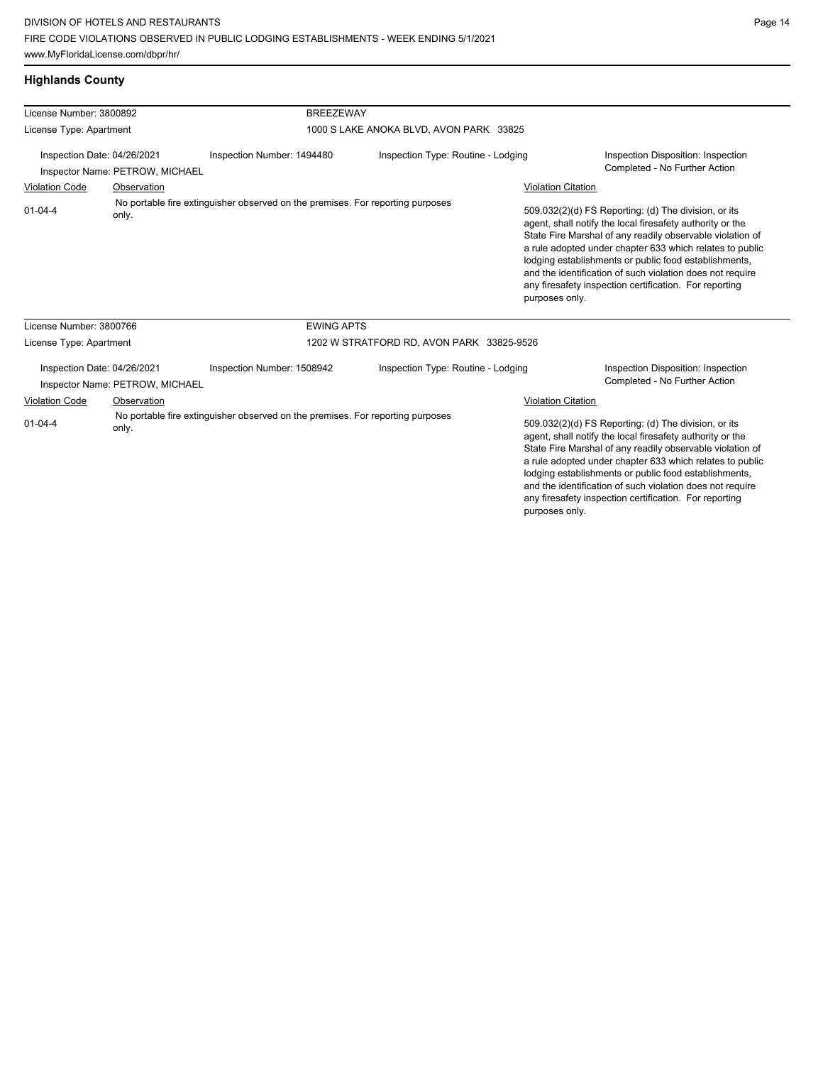## Highlands County

| License Number: 3800892 | | BREEZEWAY | |
|---|---|---|---|
| License Type: Apartment | | 1000 S LAKE ANOKA BLVD, AVON PARK 33825 | |
| Inspection Date: 04/26/2021<br>Inspector Name: PETROW, MICHAEL | Inspection Number: 1494480 | Inspection Type: Routine - Lodging | Inspection Disposition: Inspection Completed - No Further Action |

| Violation Code | Observation | Violation Citation |
|---|---|---|
| 01-04-4 | No portable fire extinguisher observed on the premises. For reporting purposes only. | 509.032(2)(d) FS Reporting: (d) The division, or its agent, shall notify the local firesafety authority or the State Fire Marshal of any readily observable violation of a rule adopted under chapter 633 which relates to public lodging establishments or public food establishments, and the identification of such violation does not require any firesafety inspection certification. For reporting purposes only. |

| License Number: 3800766 | | EWING APTS | |
|---|---|---|---|
| License Type: Apartment | | 1202 W STRATFORD RD, AVON PARK 33825-9526 | |
| Inspection Date: 04/26/2021<br>Inspector Name: PETROW, MICHAEL | Inspection Number: 1508942 | Inspection Type: Routine - Lodging | Inspection Disposition: Inspection Completed - No Further Action |

| Violation Code | Observation | Violation Citation |
|---|---|---|
| 01-04-4 | No portable fire extinguisher observed on the premises. For reporting purposes only. | 509.032(2)(d) FS Reporting: (d) The division, or its agent, shall notify the local firesafety authority or the State Fire Marshal of any readily observable violation of a rule adopted under chapter 633 which relates to public lodging establishments or public food establishments, and the identification of such violation does not require any firesafety inspection certification. For reporting purposes only. |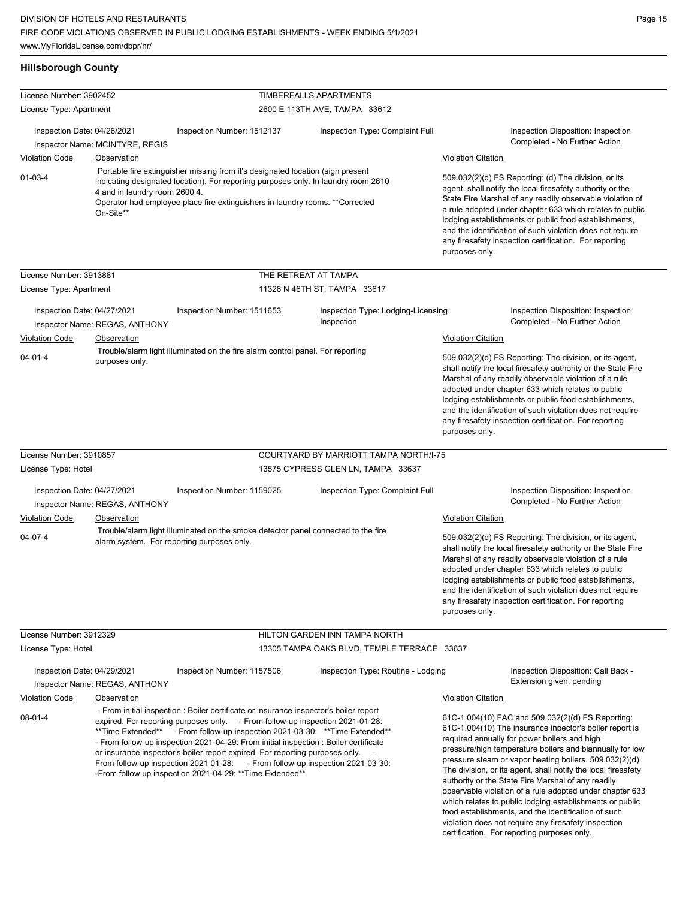## Hillsborough County

**License Number:** 3902452 — **TIMBERFALLS APARTMENTS**
**License Type:** Apartment — 2600 E 113TH AVE, TAMPA 33612

Inspection Date: 04/26/2021 | Inspection Number: 1512137 | Inspection Type: Complaint Full | Inspection Disposition: Inspection Completed - No Further Action
Inspector Name: MCINTYRE, REGIS

| Violation Code | Observation | Violation Citation |
|---|---|---|
| 01-03-4 | Portable fire extinguisher missing from it's designated location (sign present indicating designated location). For reporting purposes only. In laundry room 2610 4 and in laundry room 2600 4. Operator had employee place fire extinguishers in laundry rooms. **Corrected On-Site** | 509.032(2)(d) FS Reporting: (d) The division, or its agent, shall notify the local firesafety authority or the State Fire Marshal of any readily observable violation of a rule adopted under chapter 633 which relates to public lodging establishments or public food establishments, and the identification of such violation does not require any firesafety inspection certification. For reporting purposes only. |

**License Number:** 3913881 — **THE RETREAT AT TAMPA**
**License Type:** Apartment — 11326 N 46TH ST, TAMPA 33617

Inspection Date: 04/27/2021 | Inspection Number: 1511653 | Inspection Type: Lodging-Licensing Inspection | Inspection Disposition: Inspection Completed - No Further Action
Inspector Name: REGAS, ANTHONY

| Violation Code | Observation | Violation Citation |
|---|---|---|
| 04-01-4 | Trouble/alarm light illuminated on the fire alarm control panel. For reporting purposes only. | 509.032(2)(d) FS Reporting: The division, or its agent, shall notify the local firesafety authority or the State Fire Marshal of any readily observable violation of a rule adopted under chapter 633 which relates to public lodging establishments or public food establishments, and the identification of such violation does not require any firesafety inspection certification. For reporting purposes only. |

**License Number:** 3910857 — **COURTYARD BY MARRIOTT TAMPA NORTH/I-75**
**License Type:** Hotel — 13575 CYPRESS GLEN LN, TAMPA 33637

Inspection Date: 04/27/2021 | Inspection Number: 1159025 | Inspection Type: Complaint Full | Inspection Disposition: Inspection Completed - No Further Action
Inspector Name: REGAS, ANTHONY

| Violation Code | Observation | Violation Citation |
|---|---|---|
| 04-07-4 | Trouble/alarm light illuminated on the smoke detector panel connected to the fire alarm system. For reporting purposes only. | 509.032(2)(d) FS Reporting: The division, or its agent, shall notify the local firesafety authority or the State Fire Marshal of any readily observable violation of a rule adopted under chapter 633 which relates to public lodging establishments or public food establishments, and the identification of such violation does not require any firesafety inspection certification. For reporting purposes only. |

**License Number:** 3912329 — **HILTON GARDEN INN TAMPA NORTH**
**License Type:** Hotel — 13305 TAMPA OAKS BLVD, TEMPLE TERRACE 33637

Inspection Date: 04/29/2021 | Inspection Number: 1157506 | Inspection Type: Routine - Lodging | Inspection Disposition: Call Back - Extension given, pending
Inspector Name: REGAS, ANTHONY

| Violation Code | Observation | Violation Citation |
|---|---|---|
| 08-01-4 | - From initial inspection : Boiler certificate or insurance inspector's boiler report expired. For reporting purposes only. - From follow-up inspection 2021-01-28: **Time Extended** - From follow-up inspection 2021-03-30: **Time Extended** - From follow-up inspection 2021-04-29: From initial inspection : Boiler certificate or insurance inspector's boiler report expired. For reporting purposes only. - From follow-up inspection 2021-01-28: - From follow-up inspection 2021-03-30: -From follow up inspection 2021-04-29: **Time Extended** | 61C-1.004(10) FAC and 509.032(2)(d) FS Reporting: 61C-1.004(10) The insurance inpector's boiler report is required annually for power boilers and high pressure/high temperature boilers and biannually for low pressure steam or vapor heating boilers. 509.032(2)(d) The division, or its agent, shall notify the local firesafety authority or the State Fire Marshal of any readily observable violation of a rule adopted under chapter 633 which relates to public lodging establishments or public food establishments, and the identification of such violation does not require any firesafety inspection certification. For reporting purposes only. |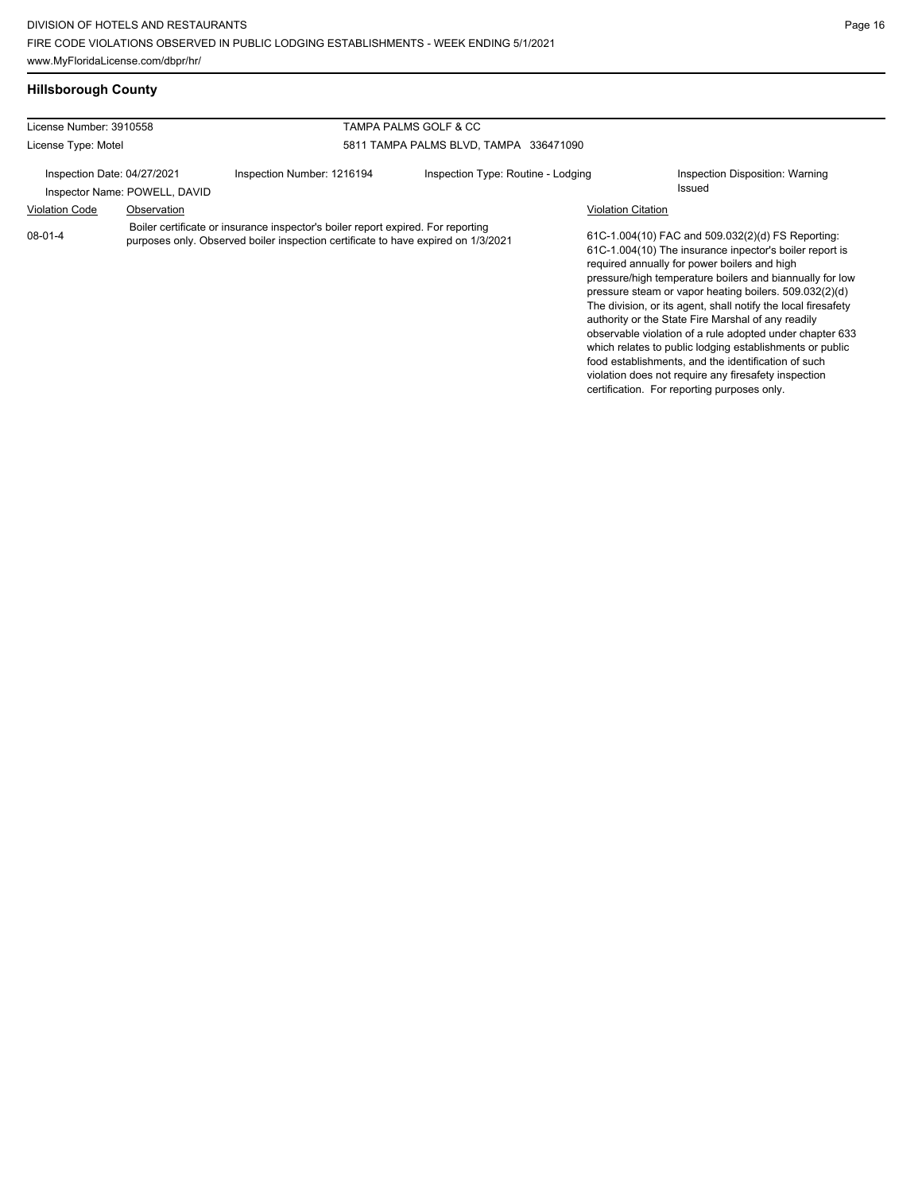## Hillsborough County

| License Number: 3910558 | | TAMPA PALMS GOLF & CC | |
|---|---|---|---|
| License Type: Motel | | 5811 TAMPA PALMS BLVD, TAMPA 336471090 | |
| Inspection Date: 04/27/2021 | Inspection Number: 1216194 | Inspection Type: Routine - Lodging | Inspection Disposition: Warning Issued |
| Inspector Name: POWELL, DAVID | | | |

| Violation Code | Observation | Violation Citation |
|---|---|---|
| 08-01-4 | Boiler certificate or insurance inspector's boiler report expired. For reporting purposes only. Observed boiler inspection certificate to have expired on 1/3/2021 | 61C-1.004(10) FAC and 509.032(2)(d) FS Reporting: 61C-1.004(10) The insurance inpector's boiler report is required annually for power boilers and high pressure/high temperature boilers and biannually for low pressure steam or vapor heating boilers. 509.032(2)(d) The division, or its agent, shall notify the local firesafety authority or the State Fire Marshal of any readily observable violation of a rule adopted under chapter 633 which relates to public lodging establishments or public food establishments, and the identification of such violation does not require any firesafety inspection certification. For reporting purposes only. |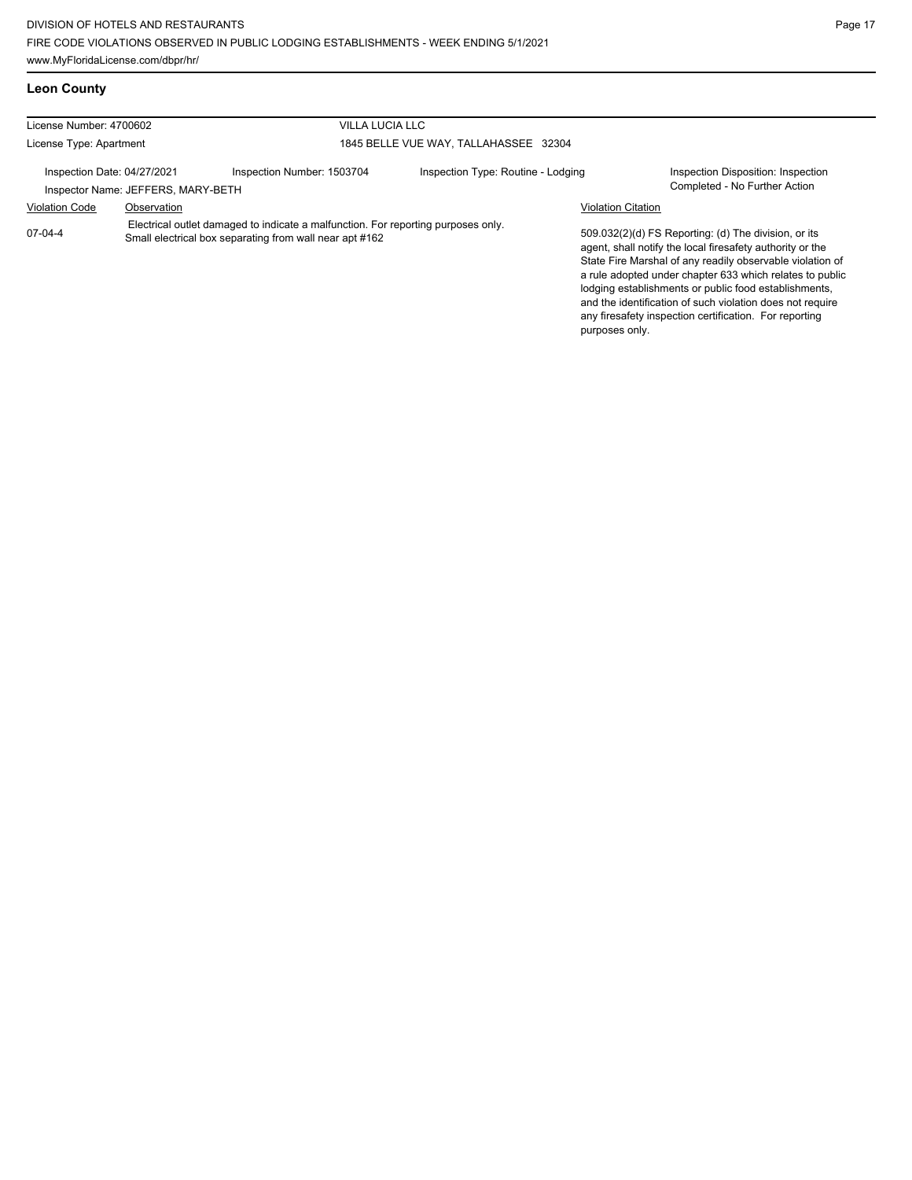## Leon County

| License Number: 4700602 | | VILLA LUCIA LLC | |
|---|---|---|---|
| License Type: Apartment | | 1845 BELLE VUE WAY, TALLAHASSEE 32304 | |
| Inspection Date: 04/27/2021 | Inspection Number: 1503704 | Inspection Type: Routine - Lodging | Inspection Disposition: Inspection Completed - No Further Action |
| Inspector Name: JEFFERS, MARY-BETH | | | |

| Violation Code | Observation | Violation Citation |
|---|---|---|
| 07-04-4 | Electrical outlet damaged to indicate a malfunction. For reporting purposes only. Small electrical box separating from wall near apt #162 | 509.032(2)(d) FS Reporting: (d) The division, or its agent, shall notify the local firesafety authority or the State Fire Marshal of any readily observable violation of a rule adopted under chapter 633 which relates to public lodging establishments or public food establishments, and the identification of such violation does not require any firesafety inspection certification. For reporting purposes only. |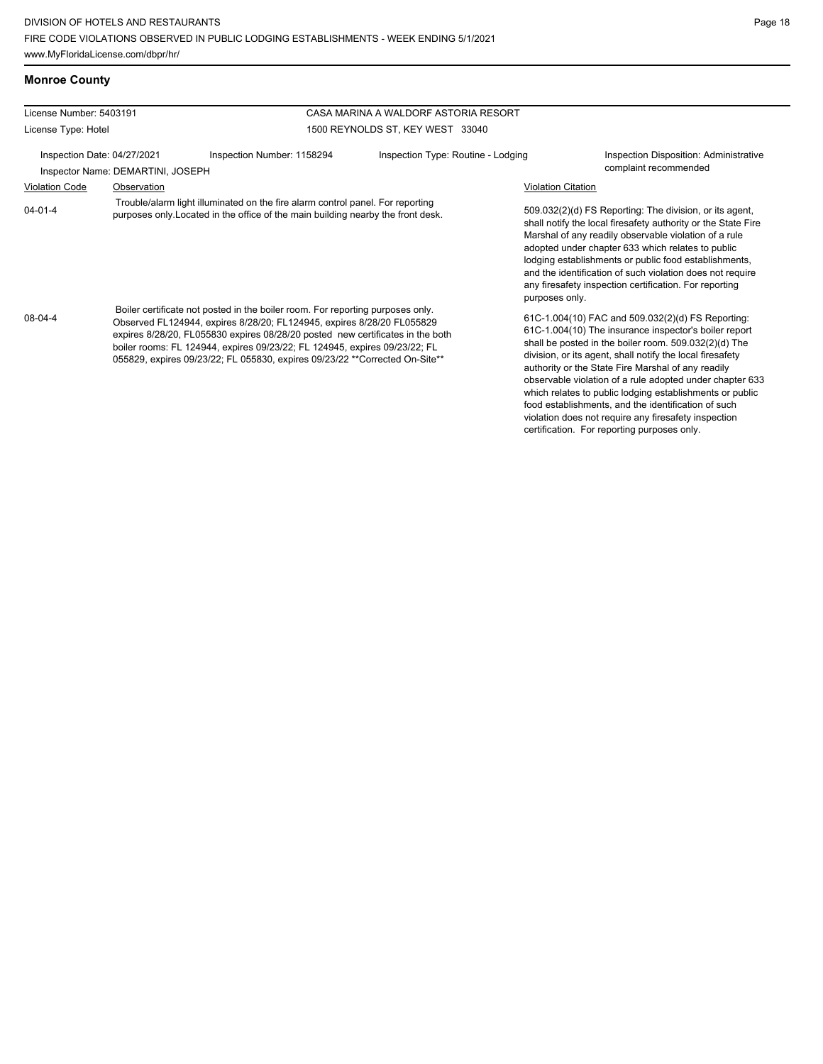## Monroe County

| License Number: 5403191 | | CASA MARINA A WALDORF ASTORIA RESORT | |
|---|---|---|---|
| License Type: Hotel | | 1500 REYNOLDS ST, KEY WEST 33040 | |
| Inspection Date: 04/27/2021 | Inspection Number: 1158294 | Inspection Type: Routine - Lodging | Inspection Disposition: Administrative complaint recommended |
| Inspector Name: DEMARTINI, JOSEPH | | | |

| Violation Code | Observation | Violation Citation |
|---|---|---|
| 04-01-4 | Trouble/alarm light illuminated on the fire alarm control panel. For reporting purposes only.Located in the office of the main building nearby the front desk. | 509.032(2)(d) FS Reporting: The division, or its agent, shall notify the local firesafety authority or the State Fire Marshal of any readily observable violation of a rule adopted under chapter 633 which relates to public lodging establishments or public food establishments, and the identification of such violation does not require any firesafety inspection certification. For reporting purposes only. |
| 08-04-4 | Boiler certificate not posted in the boiler room. For reporting purposes only. Observed FL124944, expires 8/28/20; FL124945, expires 8/28/20 FL055829 expires 8/28/20, FL055830 expires 08/28/20 posted new certificates in the both boiler rooms: FL 124944, expires 09/23/22; FL 124945, expires 09/23/22; FL 055829, expires 09/23/22; FL 055830, expires 09/23/22 **Corrected On-Site** | 61C-1.004(10) FAC and 509.032(2)(d) FS Reporting: 61C-1.004(10) The insurance inspector's boiler report shall be posted in the boiler room. 509.032(2)(d) The division, or its agent, shall notify the local firesafety authority or the State Fire Marshal of any readily observable violation of a rule adopted under chapter 633 which relates to public lodging establishments or public food establishments, and the identification of such violation does not require any firesafety inspection certification. For reporting purposes only. |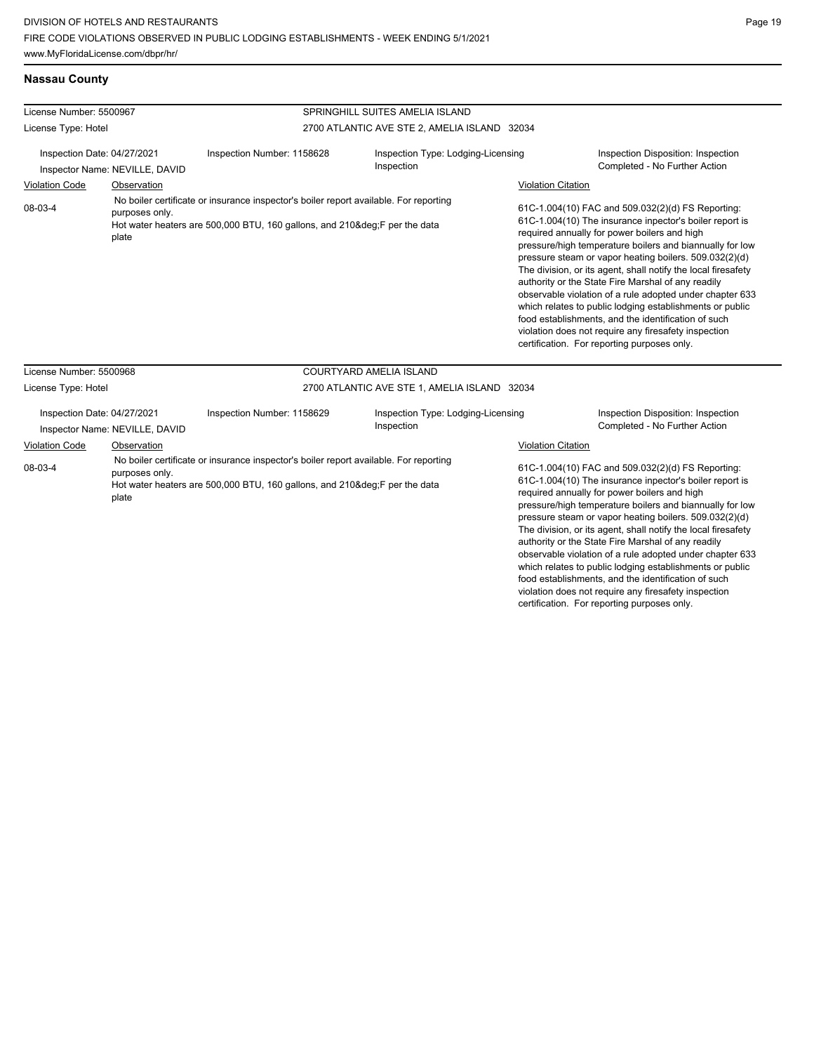## Nassau County

| License Number: 5500967 | | SPRINGHILL SUITES AMELIA ISLAND | |
|---|---|---|---|
| License Type: Hotel | | 2700 ATLANTIC AVE STE 2, AMELIA ISLAND 32034 | |
| Inspection Date: 04/27/2021<br>Inspector Name: NEVILLE, DAVID | Inspection Number: 1158628 | Inspection Type: Lodging-Licensing Inspection | Inspection Disposition: Inspection Completed - No Further Action |

| Violation Code | Observation | Violation Citation |
|---|---|---|
| 08-03-4 | No boiler certificate or insurance inspector's boiler report available. For reporting purposes only.<br>Hot water heaters are 500,000 BTU, 160 gallons, and 210&deg;F per the data plate | 61C-1.004(10) FAC and 509.032(2)(d) FS Reporting: 61C-1.004(10) The insurance inpector's boiler report is required annually for power boilers and high pressure/high temperature boilers and biannually for low pressure steam or vapor heating boilers. 509.032(2)(d) The division, or its agent, shall notify the local firesafety authority or the State Fire Marshal of any readily observable violation of a rule adopted under chapter 633 which relates to public lodging establishments or public food establishments, and the identification of such violation does not require any firesafety inspection certification. For reporting purposes only. |

| License Number: 5500968 | | COURTYARD AMELIA ISLAND | |
|---|---|---|---|
| License Type: Hotel | | 2700 ATLANTIC AVE STE 1, AMELIA ISLAND 32034 | |
| Inspection Date: 04/27/2021<br>Inspector Name: NEVILLE, DAVID | Inspection Number: 1158629 | Inspection Type: Lodging-Licensing Inspection | Inspection Disposition: Inspection Completed - No Further Action |

| Violation Code | Observation | Violation Citation |
|---|---|---|
| 08-03-4 | No boiler certificate or insurance inspector's boiler report available. For reporting purposes only.<br>Hot water heaters are 500,000 BTU, 160 gallons, and 210&deg;F per the data plate | 61C-1.004(10) FAC and 509.032(2)(d) FS Reporting: 61C-1.004(10) The insurance inpector's boiler report is required annually for power boilers and high pressure/high temperature boilers and biannually for low pressure steam or vapor heating boilers. 509.032(2)(d) The division, or its agent, shall notify the local firesafety authority or the State Fire Marshal of any readily observable violation of a rule adopted under chapter 633 which relates to public lodging establishments or public food establishments, and the identification of such violation does not require any firesafety inspection certification. For reporting purposes only. |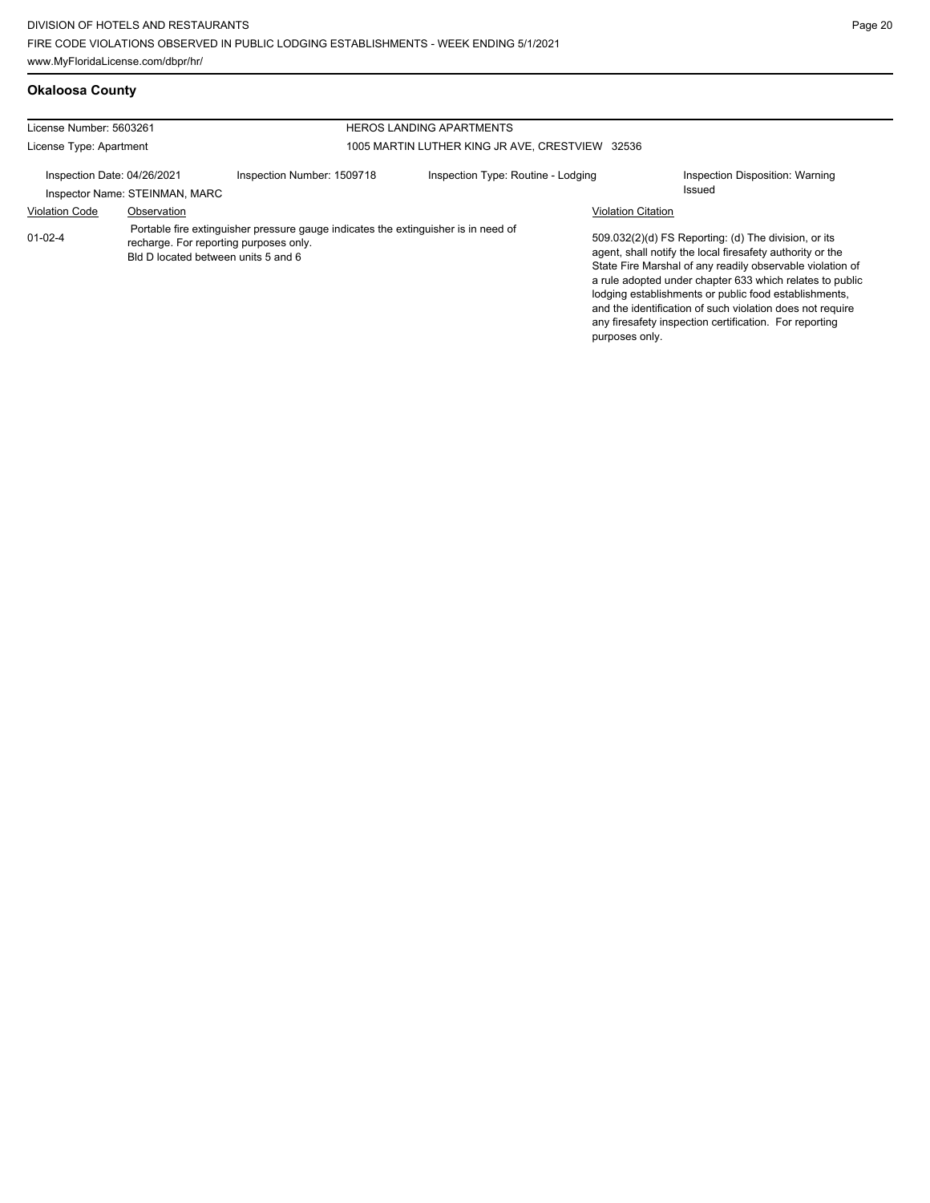## Okaloosa County

| License Number: 5603261 | | HEROS LANDING APARTMENTS | |
|---|---|---|---|
| License Type: Apartment | | 1005 MARTIN LUTHER KING JR AVE, CRESTVIEW 32536 | |
| Inspection Date: 04/26/2021 | Inspection Number: 1509718 | Inspection Type: Routine - Lodging | Inspection Disposition: Warning Issued |
| Inspector Name: STEINMAN, MARC | | | |

| Violation Code | Observation | Violation Citation |
|---|---|---|
| 01-02-4 | Portable fire extinguisher pressure gauge indicates the extinguisher is in need of recharge. For reporting purposes only. Bld D located between units 5 and 6 | 509.032(2)(d) FS Reporting: (d) The division, or its agent, shall notify the local firesafety authority or the State Fire Marshal of any readily observable violation of a rule adopted under chapter 633 which relates to public lodging establishments or public food establishments, and the identification of such violation does not require any firesafety inspection certification. For reporting purposes only. |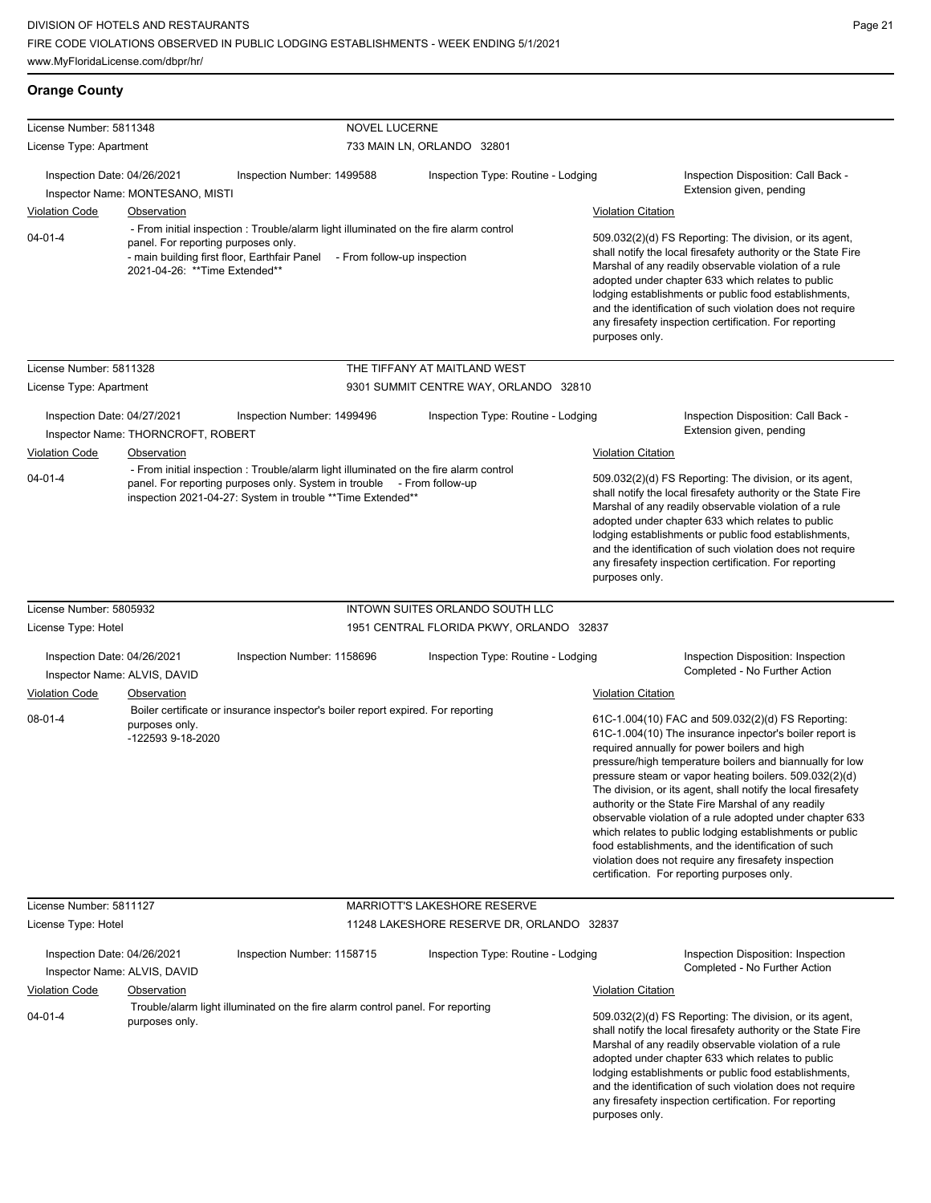## Orange County

**License Number:** 5811348 — **NOVEL LUCERNE**
**License Type:** Apartment — 733 MAIN LN, ORLANDO 32801

Inspection Date: 04/26/2021 | Inspection Number: 1499588 | Inspection Type: Routine - Lodging | Inspection Disposition: Call Back - Extension given, pending
Inspector Name: MONTESANO, MISTI

| Violation Code | Observation | Violation Citation |
| --- | --- | --- |
| 04-01-4 | - From initial inspection : Trouble/alarm light illuminated on the fire alarm control panel. For reporting purposes only. - main building first floor, Earthfair Panel - From follow-up inspection 2021-04-26: **Time Extended** | 509.032(2)(d) FS Reporting: The division, or its agent, shall notify the local firesafety authority or the State Fire Marshal of any readily observable violation of a rule adopted under chapter 633 which relates to public lodging establishments or public food establishments, and the identification of such violation does not require any firesafety inspection certification. For reporting purposes only. |

**License Number:** 5811328 — **THE TIFFANY AT MAITLAND WEST**
**License Type:** Apartment — 9301 SUMMIT CENTRE WAY, ORLANDO 32810

Inspection Date: 04/27/2021 | Inspection Number: 1499496 | Inspection Type: Routine - Lodging | Inspection Disposition: Call Back - Extension given, pending
Inspector Name: THORNCROFT, ROBERT

| Violation Code | Observation | Violation Citation |
| --- | --- | --- |
| 04-01-4 | - From initial inspection : Trouble/alarm light illuminated on the fire alarm control panel. For reporting purposes only. System in trouble - From follow-up inspection 2021-04-27: System in trouble **Time Extended** | 509.032(2)(d) FS Reporting: The division, or its agent, shall notify the local firesafety authority or the State Fire Marshal of any readily observable violation of a rule adopted under chapter 633 which relates to public lodging establishments or public food establishments, and the identification of such violation does not require any firesafety inspection certification. For reporting purposes only. |

**License Number:** 5805932 — **INTOWN SUITES ORLANDO SOUTH LLC**
**License Type:** Hotel — 1951 CENTRAL FLORIDA PKWY, ORLANDO 32837

Inspection Date: 04/26/2021 | Inspection Number: 1158696 | Inspection Type: Routine - Lodging | Inspection Disposition: Inspection Completed - No Further Action
Inspector Name: ALVIS, DAVID

| Violation Code | Observation | Violation Citation |
| --- | --- | --- |
| 08-01-4 | Boiler certificate or insurance inspector's boiler report expired. For reporting purposes only. -122593 9-18-2020 | 61C-1.004(10) FAC and 509.032(2)(d) FS Reporting: 61C-1.004(10) The insurance inpector's boiler report is required annually for power boilers and high pressure/high temperature boilers and biannually for low pressure steam or vapor heating boilers. 509.032(2)(d) The division, or its agent, shall notify the local firesafety authority or the State Fire Marshal of any readily observable violation of a rule adopted under chapter 633 which relates to public lodging establishments or public food establishments, and the identification of such violation does not require any firesafety inspection certification. For reporting purposes only. |

**License Number:** 5811127 — **MARRIOTT'S LAKESHORE RESERVE**
**License Type:** Hotel — 11248 LAKESHORE RESERVE DR, ORLANDO 32837

Inspection Date: 04/26/2021 | Inspection Number: 1158715 | Inspection Type: Routine - Lodging | Inspection Disposition: Inspection Completed - No Further Action
Inspector Name: ALVIS, DAVID

| Violation Code | Observation | Violation Citation |
| --- | --- | --- |
| 04-01-4 | Trouble/alarm light illuminated on the fire alarm control panel. For reporting purposes only. | 509.032(2)(d) FS Reporting: The division, or its agent, shall notify the local firesafety authority or the State Fire Marshal of any readily observable violation of a rule adopted under chapter 633 which relates to public lodging establishments or public food establishments, and the identification of such violation does not require any firesafety inspection certification. For reporting purposes only. |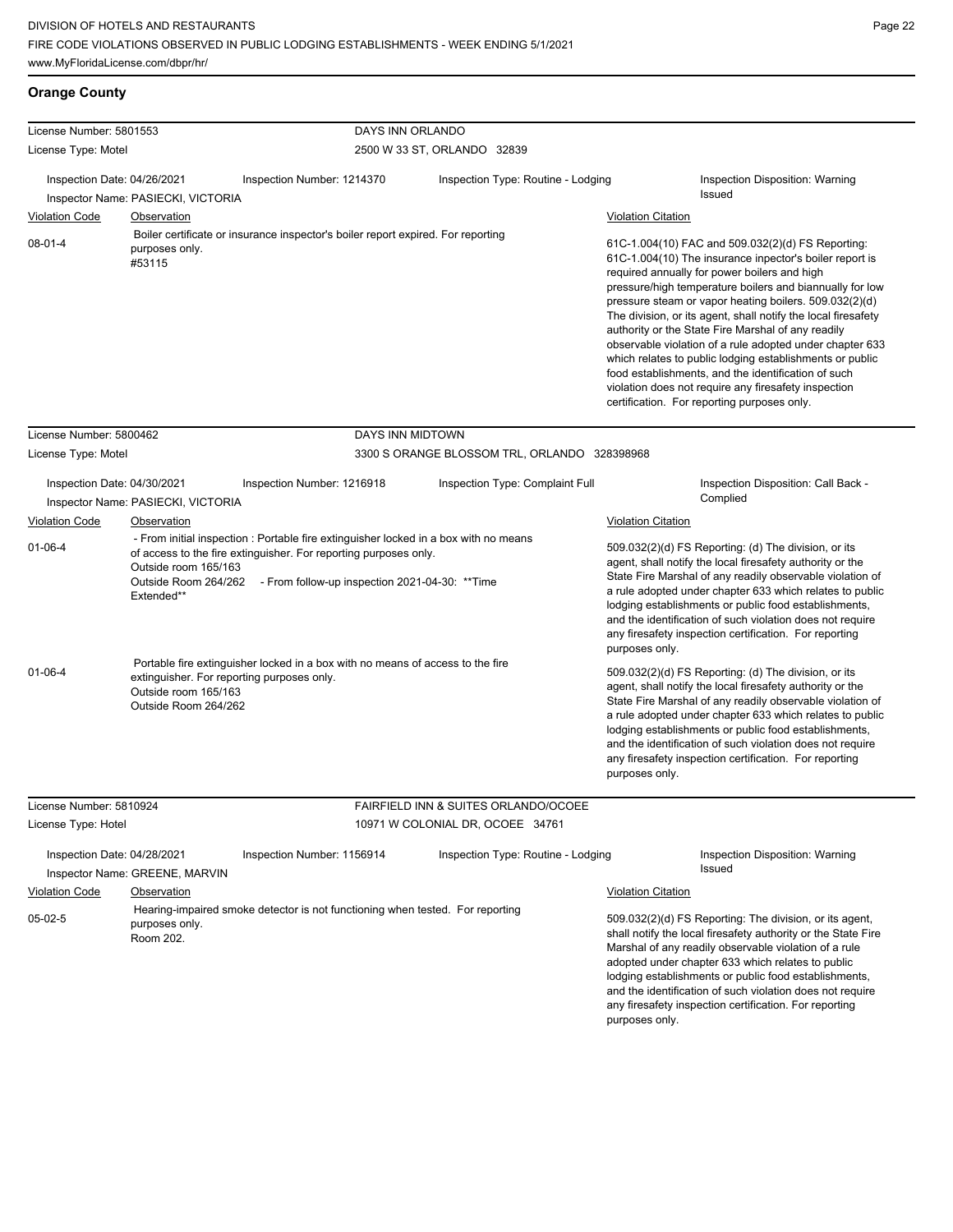## Orange County

| License Number: 5801553 | DAYS INN ORLANDO |
|---|---|
| License Type: Motel | 2500 W 33 ST, ORLANDO 32839 |

Inspection Date: 04/26/2021 | Inspection Number: 1214370 | Inspection Type: Routine - Lodging | Inspection Disposition: Warning Issued

Inspector Name: PASIECKI, VICTORIA

| Violation Code | Observation | Violation Citation |
|---|---|---|
| 08-01-4 | Boiler certificate or insurance inspector's boiler report expired. For reporting purposes only. #53115 | 61C-1.004(10) FAC and 509.032(2)(d) FS Reporting: 61C-1.004(10) The insurance inpector's boiler report is required annually for power boilers and high pressure/high temperature boilers and biannually for low pressure steam or vapor heating boilers. 509.032(2)(d) The division, or its agent, shall notify the local firesafety authority or the State Fire Marshal of any readily observable violation of a rule adopted under chapter 633 which relates to public lodging establishments or public food establishments, and the identification of such violation does not require any firesafety inspection certification. For reporting purposes only. |

| License Number: 5800462 | DAYS INN MIDTOWN |
|---|---|
| License Type: Motel | 3300 S ORANGE BLOSSOM TRL, ORLANDO 328398968 |

Inspection Date: 04/30/2021 | Inspection Number: 1216918 | Inspection Type: Complaint Full | Inspection Disposition: Call Back - Complied

Inspector Name: PASIECKI, VICTORIA

| Violation Code | Observation | Violation Citation |
|---|---|---|
| 01-06-4 | - From initial inspection : Portable fire extinguisher locked in a box with no means of access to the fire extinguisher. For reporting purposes only. Outside room 165/163 Outside Room 264/262 - From follow-up inspection 2021-04-30: **Time Extended** | 509.032(2)(d) FS Reporting: (d) The division, or its agent, shall notify the local firesafety authority or the State Fire Marshal of any readily observable violation of a rule adopted under chapter 633 which relates to public lodging establishments or public food establishments, and the identification of such violation does not require any firesafety inspection certification. For reporting purposes only. |
| 01-06-4 | Portable fire extinguisher locked in a box with no means of access to the fire extinguisher. For reporting purposes only. Outside room 165/163 Outside Room 264/262 | 509.032(2)(d) FS Reporting: (d) The division, or its agent, shall notify the local firesafety authority or the State Fire Marshal of any readily observable violation of a rule adopted under chapter 633 which relates to public lodging establishments or public food establishments, and the identification of such violation does not require any firesafety inspection certification. For reporting purposes only. |

| License Number: 5810924 | FAIRFIELD INN & SUITES ORLANDO/OCOEE |
|---|---|
| License Type: Hotel | 10971 W COLONIAL DR, OCOEE 34761 |

Inspection Date: 04/28/2021 | Inspection Number: 1156914 | Inspection Type: Routine - Lodging | Inspection Disposition: Warning Issued

Inspector Name: GREENE, MARVIN

| Violation Code | Observation | Violation Citation |
|---|---|---|
| 05-02-5 | Hearing-impaired smoke detector is not functioning when tested. For reporting purposes only. Room 202. | 509.032(2)(d) FS Reporting: The division, or its agent, shall notify the local firesafety authority or the State Fire Marshal of any readily observable violation of a rule adopted under chapter 633 which relates to public lodging establishments or public food establishments, and the identification of such violation does not require any firesafety inspection certification. For reporting purposes only. |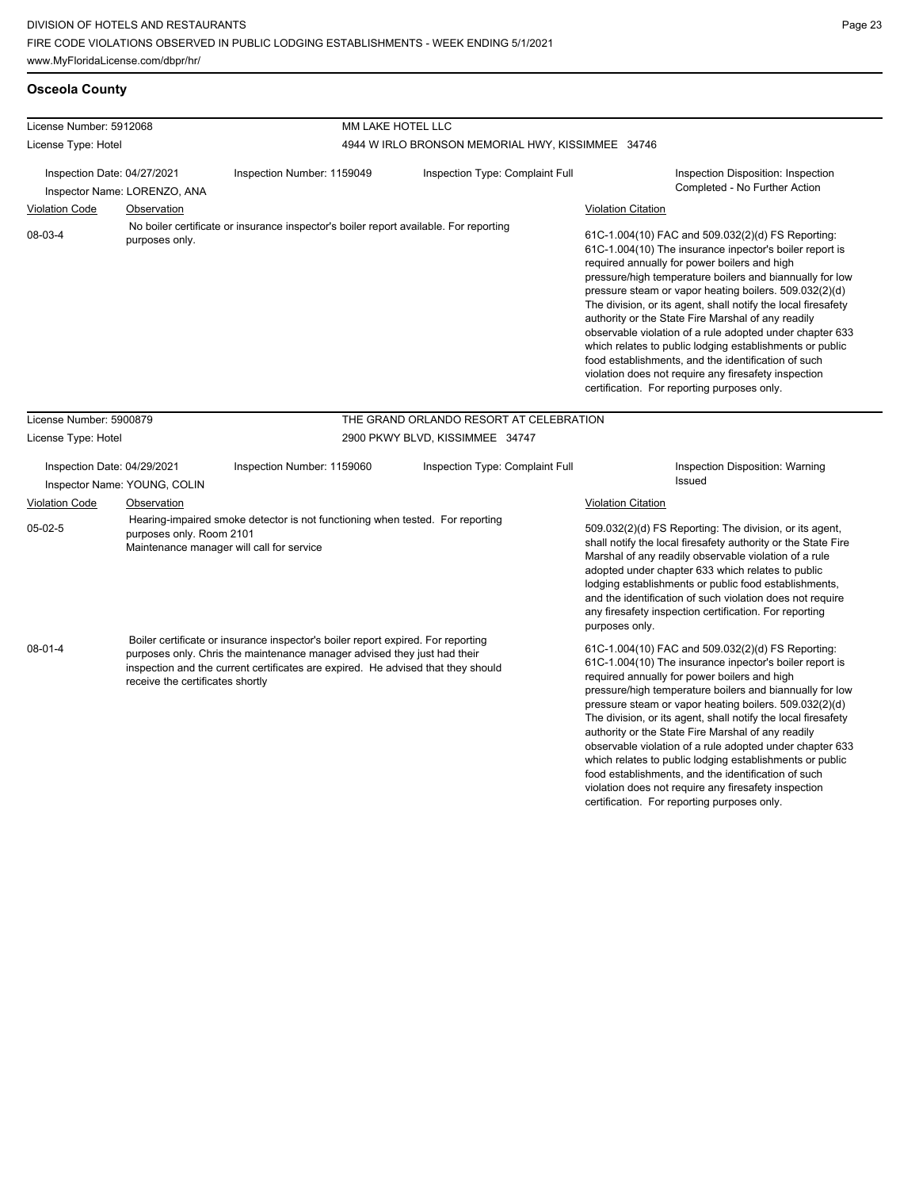## Osceola County

| License Number: 5912068 | | MM LAKE HOTEL LLC | |
|---|---|---|---|
| License Type: Hotel | | 4944 W IRLO BRONSON MEMORIAL HWY, KISSIMMEE 34746 | |
| Inspection Date: 04/27/2021<br>Inspector Name: LORENZO, ANA | Inspection Number: 1159049 | Inspection Type: Complaint Full | Inspection Disposition: Inspection Completed - No Further Action |

| Violation Code | Observation | Violation Citation |
|---|---|---|
| 08-03-4 | No boiler certificate or insurance inspector's boiler report available. For reporting purposes only. | 61C-1.004(10) FAC and 509.032(2)(d) FS Reporting: 61C-1.004(10) The insurance inpector's boiler report is required annually for power boilers and high pressure/high temperature boilers and biannually for low pressure steam or vapor heating boilers. 509.032(2)(d) The division, or its agent, shall notify the local firesafety authority or the State Fire Marshal of any readily observable violation of a rule adopted under chapter 633 which relates to public lodging establishments or public food establishments, and the identification of such violation does not require any firesafety inspection certification. For reporting purposes only. |

| License Number: 5900879 | | THE GRAND ORLANDO RESORT AT CELEBRATION | |
|---|---|---|---|
| License Type: Hotel | | 2900 PKWY BLVD, KISSIMMEE 34747 | |
| Inspection Date: 04/29/2021<br>Inspector Name: YOUNG, COLIN | Inspection Number: 1159060 | Inspection Type: Complaint Full | Inspection Disposition: Warning Issued |

| Violation Code | Observation | Violation Citation |
|---|---|---|
| 05-02-5 | Hearing-impaired smoke detector is not functioning when tested. For reporting purposes only. Room 2101<br>Maintenance manager will call for service | 509.032(2)(d) FS Reporting: The division, or its agent, shall notify the local firesafety authority or the State Fire Marshal of any readily observable violation of a rule adopted under chapter 633 which relates to public lodging establishments or public food establishments, and the identification of such violation does not require any firesafety inspection certification. For reporting purposes only. |
| 08-01-4 | Boiler certificate or insurance inspector's boiler report expired. For reporting purposes only. Chris the maintenance manager advised they just had their inspection and the current certificates are expired. He advised that they should receive the certificates shortly | 61C-1.004(10) FAC and 509.032(2)(d) FS Reporting: 61C-1.004(10) The insurance inpector's boiler report is required annually for power boilers and high pressure/high temperature boilers and biannually for low pressure steam or vapor heating boilers. 509.032(2)(d) The division, or its agent, shall notify the local firesafety authority or the State Fire Marshal of any readily observable violation of a rule adopted under chapter 633 which relates to public lodging establishments or public food establishments, and the identification of such violation does not require any firesafety inspection certification. For reporting purposes only. |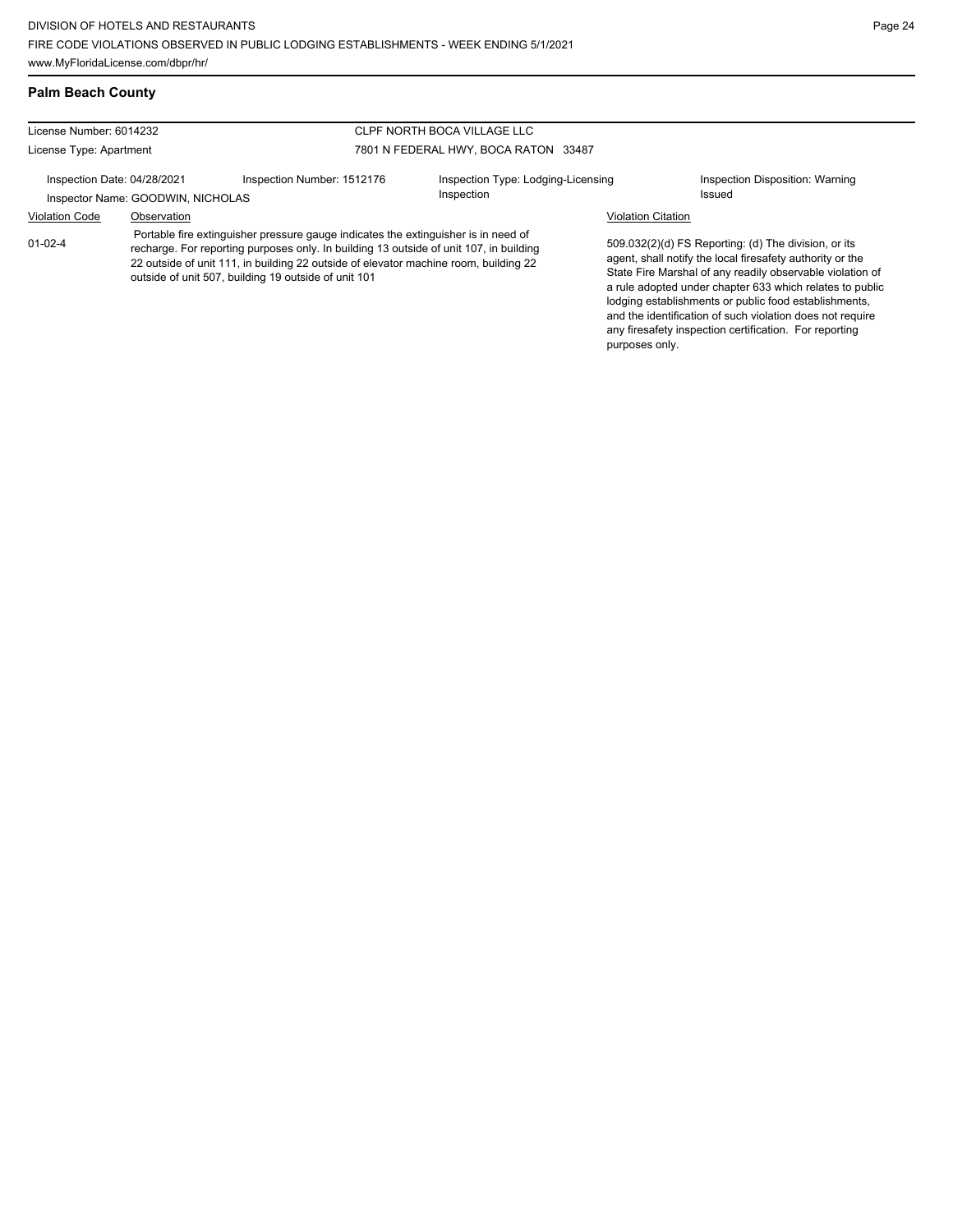## Palm Beach County

| License Number: 6014232 | | CLPF NORTH BOCA VILLAGE LLC | |
|---|---|---|---|
| License Type: Apartment | | 7801 N FEDERAL HWY, BOCA RATON 33487 | |
| Inspection Date: 04/28/2021 | Inspection Number: 1512176 | Inspection Type: Lodging-Licensing Inspection | Inspection Disposition: Warning Issued |
| Inspector Name: GOODWIN, NICHOLAS | | | |

| Violation Code | Observation | Violation Citation |
|---|---|---|
| 01-02-4 | Portable fire extinguisher pressure gauge indicates the extinguisher is in need of recharge. For reporting purposes only. In building 13 outside of unit 107, in building 22 outside of unit 111, in building 22 outside of elevator machine room, building 22 outside of unit 507, building 19 outside of unit 101 | 509.032(2)(d) FS Reporting: (d) The division, or its agent, shall notify the local firesafety authority or the State Fire Marshal of any readily observable violation of a rule adopted under chapter 633 which relates to public lodging establishments or public food establishments, and the identification of such violation does not require any firesafety inspection certification. For reporting purposes only. |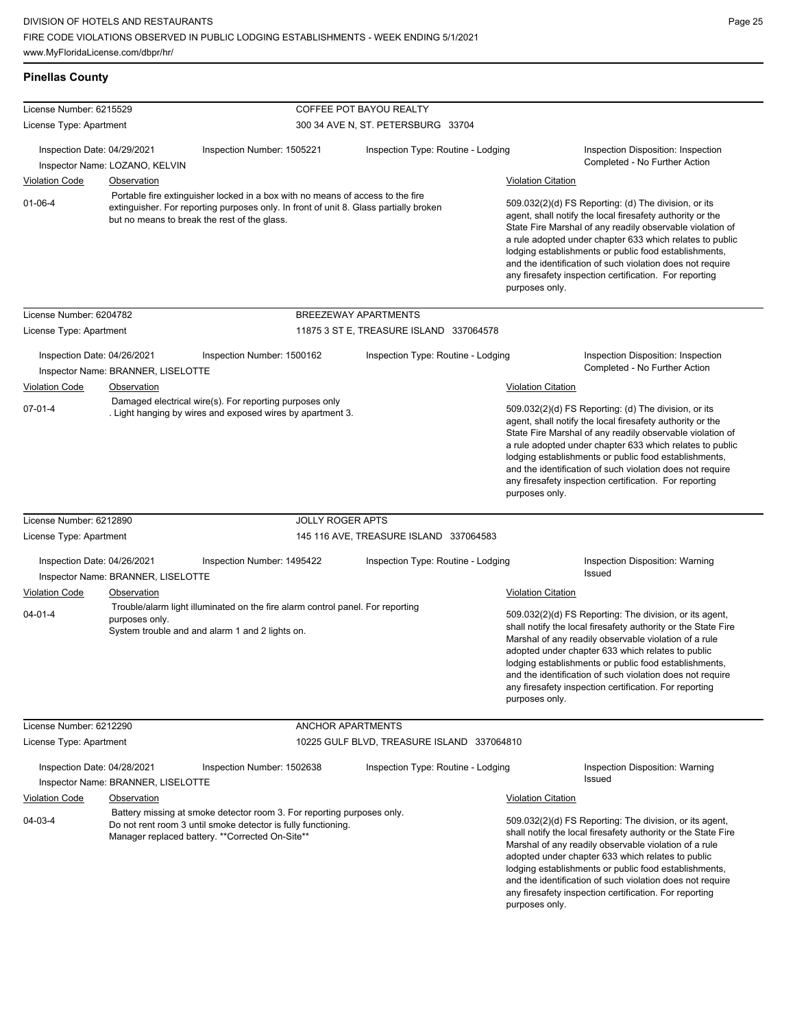## Pinellas County

**License Number:** 6215529 — COFFEE POT BAYOU REALTY
**License Type:** Apartment — 300 34 AVE N, ST. PETERSBURG 33704

Inspection Date: 04/29/2021 | Inspection Number: 1505221 | Inspection Type: Routine - Lodging | Inspection Disposition: Inspection Completed - No Further Action
Inspector Name: LOZANO, KELVIN

| Violation Code | Observation | Violation Citation |
| --- | --- | --- |
| 01-06-4 | Portable fire extinguisher locked in a box with no means of access to the fire extinguisher. For reporting purposes only. In front of unit 8. Glass partially broken but no means to break the rest of the glass. | 509.032(2)(d) FS Reporting: (d) The division, or its agent, shall notify the local firesafety authority or the State Fire Marshal of any readily observable violation of a rule adopted under chapter 633 which relates to public lodging establishments or public food establishments, and the identification of such violation does not require any firesafety inspection certification. For reporting purposes only. |

**License Number:** 6204782 — BREEZEWAY APARTMENTS
**License Type:** Apartment — 11875 3 ST E, TREASURE ISLAND 337064578

Inspection Date: 04/26/2021 | Inspection Number: 1500162 | Inspection Type: Routine - Lodging | Inspection Disposition: Inspection Completed - No Further Action
Inspector Name: BRANNER, LISELOTTE

| Violation Code | Observation | Violation Citation |
| --- | --- | --- |
| 07-01-4 | Damaged electrical wire(s). For reporting purposes only . Light hanging by wires and exposed wires by apartment 3. | 509.032(2)(d) FS Reporting: (d) The division, or its agent, shall notify the local firesafety authority or the State Fire Marshal of any readily observable violation of a rule adopted under chapter 633 which relates to public lodging establishments or public food establishments, and the identification of such violation does not require any firesafety inspection certification. For reporting purposes only. |

**License Number:** 6212890 — JOLLY ROGER APTS
**License Type:** Apartment — 145 116 AVE, TREASURE ISLAND 337064583

Inspection Date: 04/26/2021 | Inspection Number: 1495422 | Inspection Type: Routine - Lodging | Inspection Disposition: Warning Issued
Inspector Name: BRANNER, LISELOTTE

| Violation Code | Observation | Violation Citation |
| --- | --- | --- |
| 04-01-4 | Trouble/alarm light illuminated on the fire alarm control panel. For reporting purposes only. System trouble and and alarm 1 and 2 lights on. | 509.032(2)(d) FS Reporting: The division, or its agent, shall notify the local firesafety authority or the State Fire Marshal of any readily observable violation of a rule adopted under chapter 633 which relates to public lodging establishments or public food establishments, and the identification of such violation does not require any firesafety inspection certification. For reporting purposes only. |

**License Number:** 6212290 — ANCHOR APARTMENTS
**License Type:** Apartment — 10225 GULF BLVD, TREASURE ISLAND 337064810

Inspection Date: 04/28/2021 | Inspection Number: 1502638 | Inspection Type: Routine - Lodging | Inspection Disposition: Warning Issued
Inspector Name: BRANNER, LISELOTTE

| Violation Code | Observation | Violation Citation |
| --- | --- | --- |
| 04-03-4 | Battery missing at smoke detector room 3. For reporting purposes only. Do not rent room 3 until smoke detector is fully functioning. Manager replaced battery. **Corrected On-Site** | 509.032(2)(d) FS Reporting: The division, or its agent, shall notify the local firesafety authority or the State Fire Marshal of any readily observable violation of a rule adopted under chapter 633 which relates to public lodging establishments or public food establishments, and the identification of such violation does not require any firesafety inspection certification. For reporting purposes only. |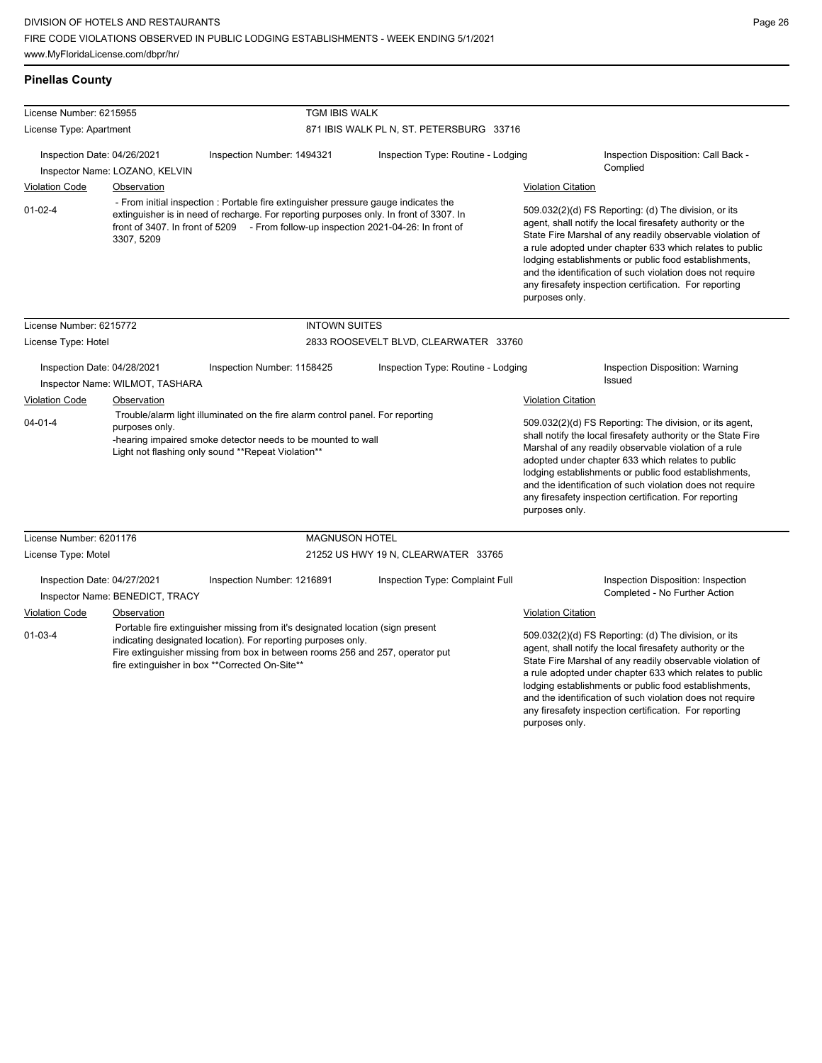## Pinellas County

| License Number: 6215955 | | TGM IBIS WALK | |
|---|---|---|---|
| License Type: Apartment | | 871 IBIS WALK PL N, ST. PETERSBURG 33716 | |
| Inspection Date: 04/26/2021 | Inspection Number: 1494321 | Inspection Type: Routine - Lodging | Inspection Disposition: Call Back - Complied |
| Inspector Name: LOZANO, KELVIN | | | |

| Violation Code | Observation | Violation Citation |
|---|---|---|
| 01-02-4 | - From initial inspection : Portable fire extinguisher pressure gauge indicates the extinguisher is in need of recharge. For reporting purposes only. In front of 3307. In front of 3407. In front of 5209 - From follow-up inspection 2021-04-26: In front of 3307, 5209 | 509.032(2)(d) FS Reporting: (d) The division, or its agent, shall notify the local firesafety authority or the State Fire Marshal of any readily observable violation of a rule adopted under chapter 633 which relates to public lodging establishments or public food establishments, and the identification of such violation does not require any firesafety inspection certification. For reporting purposes only. |

| License Number: 6215772 | | INTOWN SUITES | |
|---|---|---|---|
| License Type: Hotel | | 2833 ROOSEVELT BLVD, CLEARWATER 33760 | |
| Inspection Date: 04/28/2021 | Inspection Number: 1158425 | Inspection Type: Routine - Lodging | Inspection Disposition: Warning Issued |
| Inspector Name: WILMOT, TASHARA | | | |

| Violation Code | Observation | Violation Citation |
|---|---|---|
| 04-01-4 | Trouble/alarm light illuminated on the fire alarm control panel. For reporting purposes only.<br>-hearing impaired smoke detector needs to be mounted to wall<br>Light not flashing only sound **Repeat Violation** | 509.032(2)(d) FS Reporting: The division, or its agent, shall notify the local firesafety authority or the State Fire Marshal of any readily observable violation of a rule adopted under chapter 633 which relates to public lodging establishments or public food establishments, and the identification of such violation does not require any firesafety inspection certification. For reporting purposes only. |

| License Number: 6201176 | | MAGNUSON HOTEL | |
|---|---|---|---|
| License Type: Motel | | 21252 US HWY 19 N, CLEARWATER 33765 | |
| Inspection Date: 04/27/2021 | Inspection Number: 1216891 | Inspection Type: Complaint Full | Inspection Disposition: Inspection Completed - No Further Action |
| Inspector Name: BENEDICT, TRACY | | | |

| Violation Code | Observation | Violation Citation |
|---|---|---|
| 01-03-4 | Portable fire extinguisher missing from it's designated location (sign present indicating designated location). For reporting purposes only.<br>Fire extinguisher missing from box in between rooms 256 and 257, operator put fire extinguisher in box **Corrected On-Site** | 509.032(2)(d) FS Reporting: (d) The division, or its agent, shall notify the local firesafety authority or the State Fire Marshal of any readily observable violation of a rule adopted under chapter 633 which relates to public lodging establishments or public food establishments, and the identification of such violation does not require any firesafety inspection certification. For reporting purposes only. |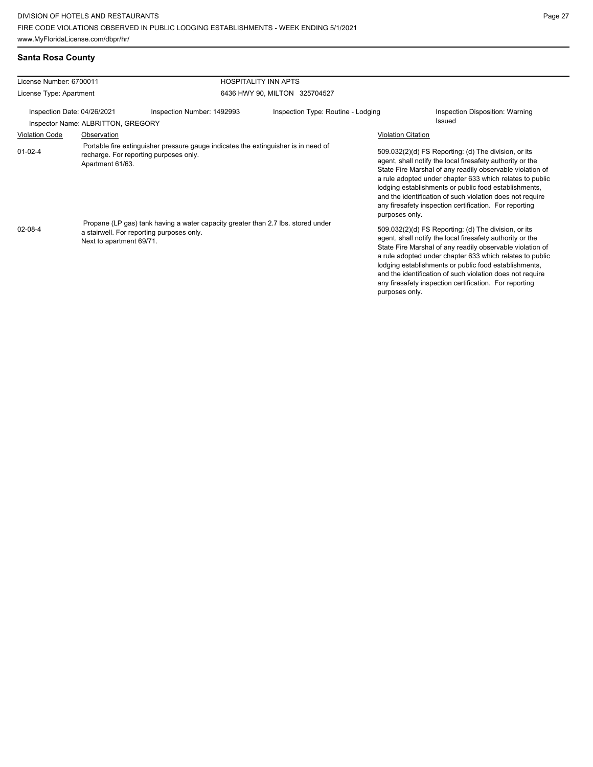## Santa Rosa County

| License Number: 6700011 | | HOSPITALITY INN APTS | |
|---|---|---|---|
| License Type: Apartment | | 6436 HWY 90, MILTON 325704527 | |
| Inspection Date: 04/26/2021 | Inspection Number: 1492993 | Inspection Type: Routine - Lodging | Inspection Disposition: Warning Issued |
| Inspector Name: ALBRITTON, GREGORY | | | |

| Violation Code | Observation | Violation Citation |
|---|---|---|
| 01-02-4 | Portable fire extinguisher pressure gauge indicates the extinguisher is in need of recharge. For reporting purposes only. Apartment 61/63. | 509.032(2)(d) FS Reporting: (d) The division, or its agent, shall notify the local firesafety authority or the State Fire Marshal of any readily observable violation of a rule adopted under chapter 633 which relates to public lodging establishments or public food establishments, and the identification of such violation does not require any firesafety inspection certification. For reporting purposes only. |
| 02-08-4 | Propane (LP gas) tank having a water capacity greater than 2.7 lbs. stored under a stairwell. For reporting purposes only. Next to apartment 69/71. | 509.032(2)(d) FS Reporting: (d) The division, or its agent, shall notify the local firesafety authority or the State Fire Marshal of any readily observable violation of a rule adopted under chapter 633 which relates to public lodging establishments or public food establishments, and the identification of such violation does not require any firesafety inspection certification. For reporting purposes only. |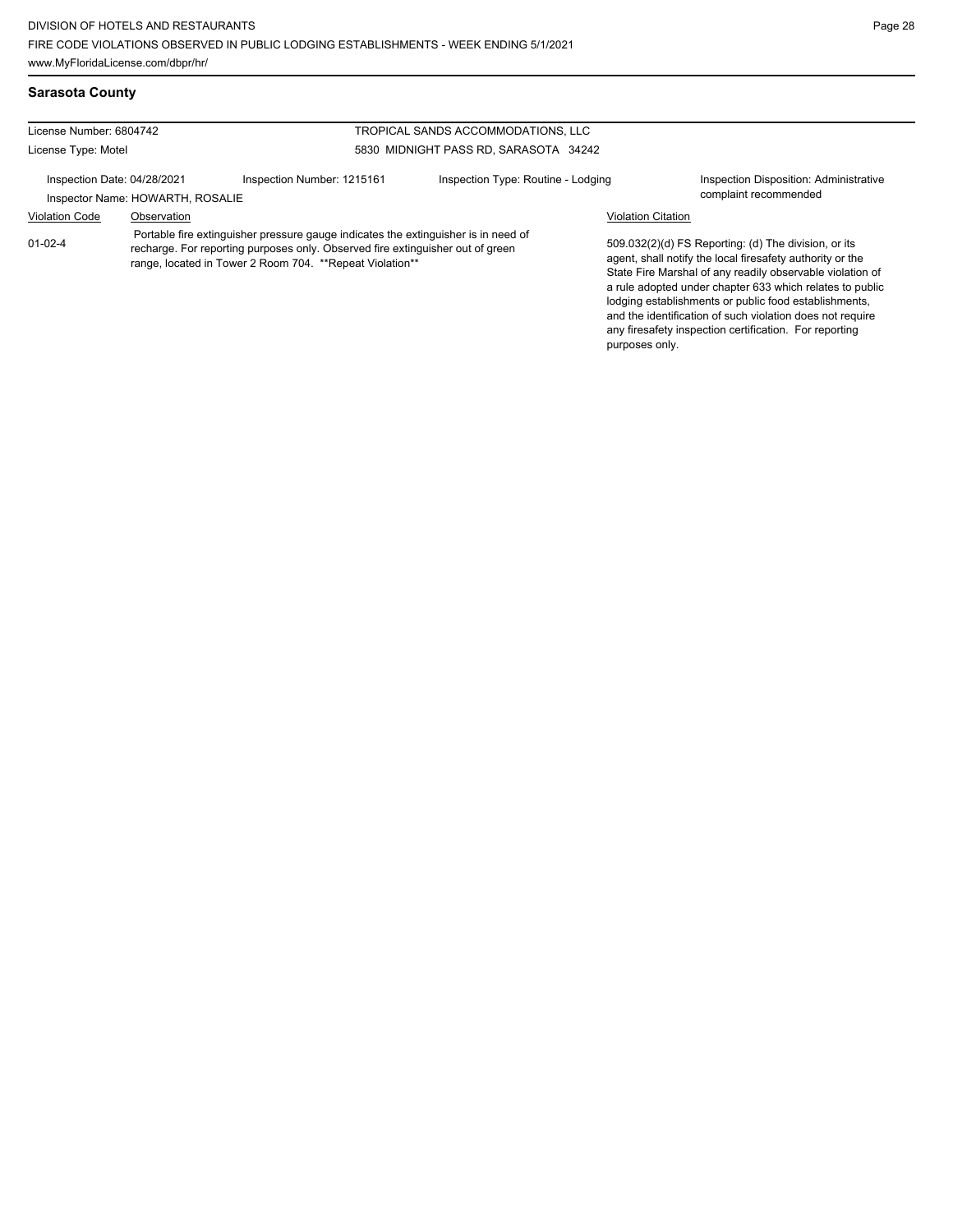## Sarasota County

License Number: 6804742

License Type: Motel

TROPICAL SANDS ACCOMMODATIONS, LLC

5830 MIDNIGHT PASS RD, SARASOTA 34242

Inspection Date: 04/28/2021

Inspection Number: 1215161

Inspection Type: Routine - Lodging

Inspection Disposition: Administrative complaint recommended

Inspector Name: HOWARTH, ROSALIE

| Violation Code | Observation | Violation Citation |
| --- | --- | --- |
| 01-02-4 | Portable fire extinguisher pressure gauge indicates the extinguisher is in need of recharge. For reporting purposes only. Observed fire extinguisher out of green range, located in Tower 2 Room 704. **Repeat Violation** | 509.032(2)(d) FS Reporting: (d) The division, or its agent, shall notify the local firesafety authority or the State Fire Marshal of any readily observable violation of a rule adopted under chapter 633 which relates to public lodging establishments or public food establishments, and the identification of such violation does not require any firesafety inspection certification. For reporting purposes only. |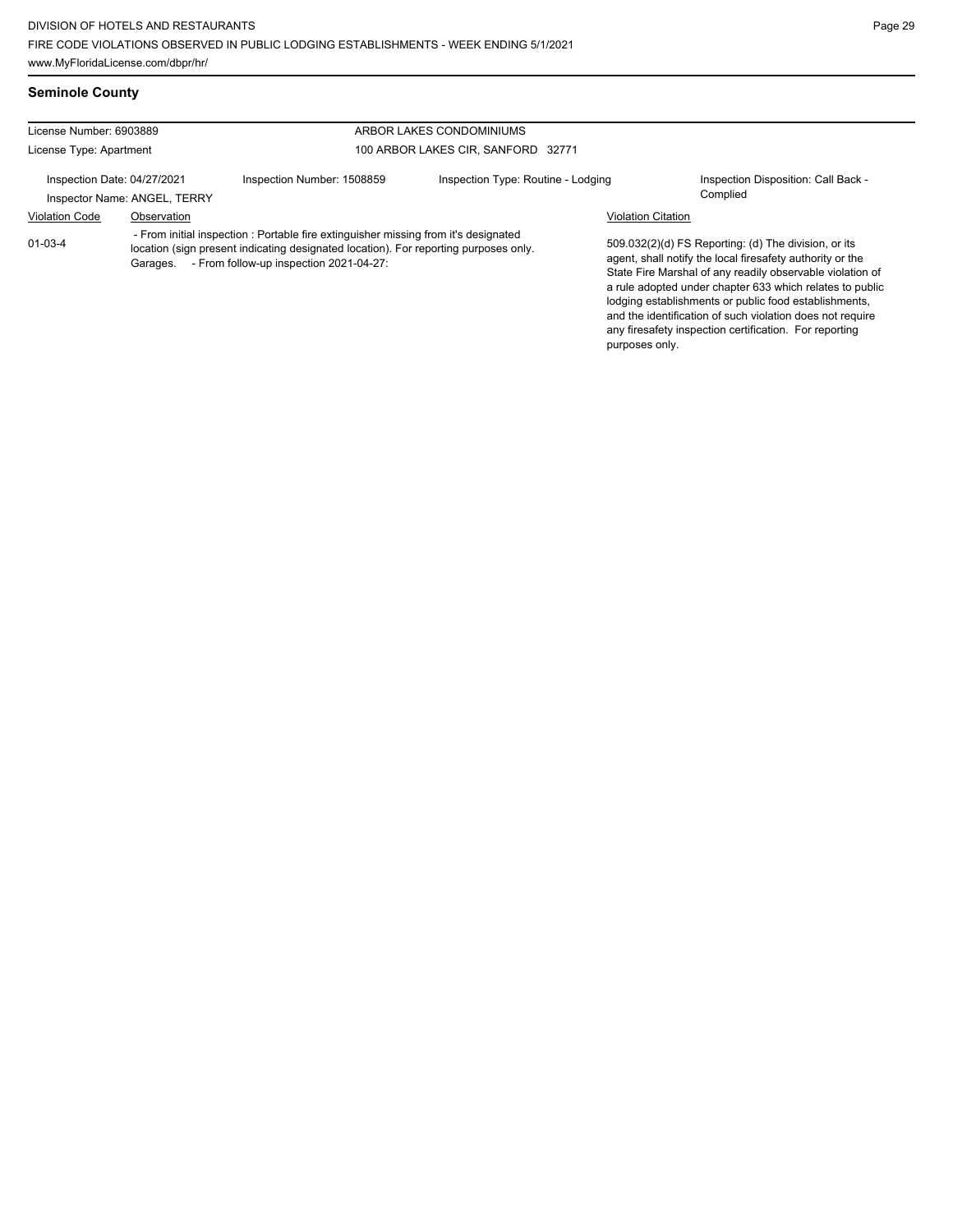## Seminole County

License Number: 6903889

License Type: Apartment

ARBOR LAKES CONDOMINIUMS

100 ARBOR LAKES CIR, SANFORD 32771

Inspection Date: 04/27/2021

Inspection Number: 1508859

Inspection Type: Routine - Lodging

Inspection Disposition: Call Back - Complied

Inspector Name: ANGEL, TERRY

| Violation Code | Observation | Violation Citation |
| --- | --- | --- |
| 01-03-4 | - From initial inspection : Portable fire extinguisher missing from it's designated location (sign present indicating designated location). For reporting purposes only. Garages. - From follow-up inspection 2021-04-27: | 509.032(2)(d) FS Reporting: (d) The division, or its agent, shall notify the local firesafety authority or the State Fire Marshal of any readily observable violation of a rule adopted under chapter 633 which relates to public lodging establishments or public food establishments, and the identification of such violation does not require any firesafety inspection certification. For reporting purposes only. |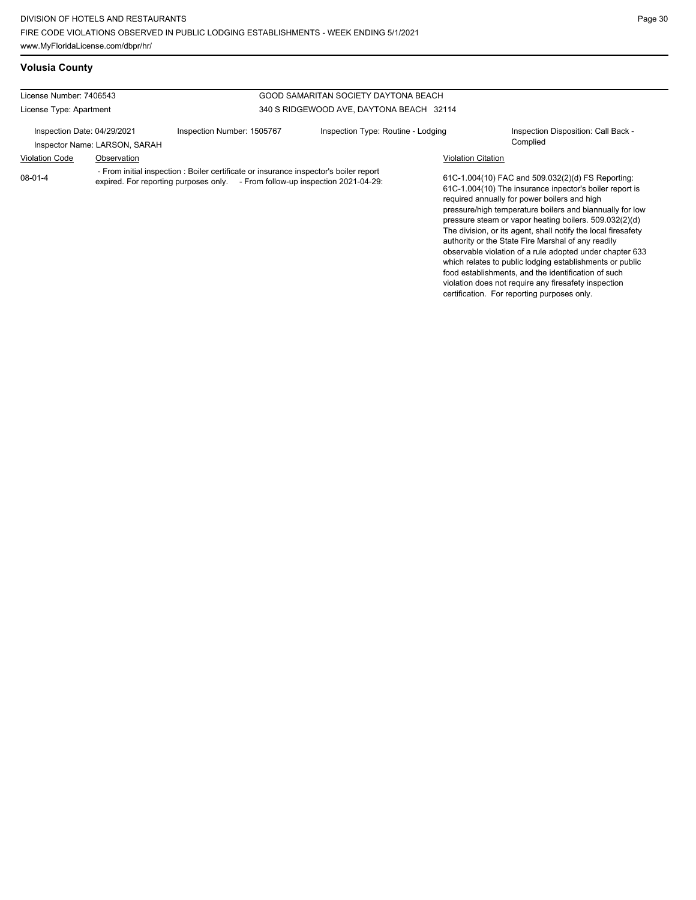## Volusia County

License Number: 7406543

License Type: Apartment

**GOOD SAMARITAN SOCIETY DAYTONA BEACH**

340 S RIDGEWOOD AVE, DAYTONA BEACH 32114

Inspection Date: 04/29/2021

Inspector Name: LARSON, SARAH

Inspection Number: 1505767

Inspection Type: Routine - Lodging

Inspection Disposition: Call Back - Complied

| Violation Code | Observation | Violation Citation |
|---|---|---|
| 08-01-4 | - From initial inspection : Boiler certificate or insurance inspector's boiler report expired. For reporting purposes only. - From follow-up inspection 2021-04-29: | 61C-1.004(10) FAC and 509.032(2)(d) FS Reporting: 61C-1.004(10) The insurance inpector's boiler report is required annually for power boilers and high pressure/high temperature boilers and biannually for low pressure steam or vapor heating boilers. 509.032(2)(d) The division, or its agent, shall notify the local firesafety authority or the State Fire Marshal of any readily observable violation of a rule adopted under chapter 633 which relates to public lodging establishments or public food establishments, and the identification of such violation does not require any firesafety inspection certification. For reporting purposes only. |